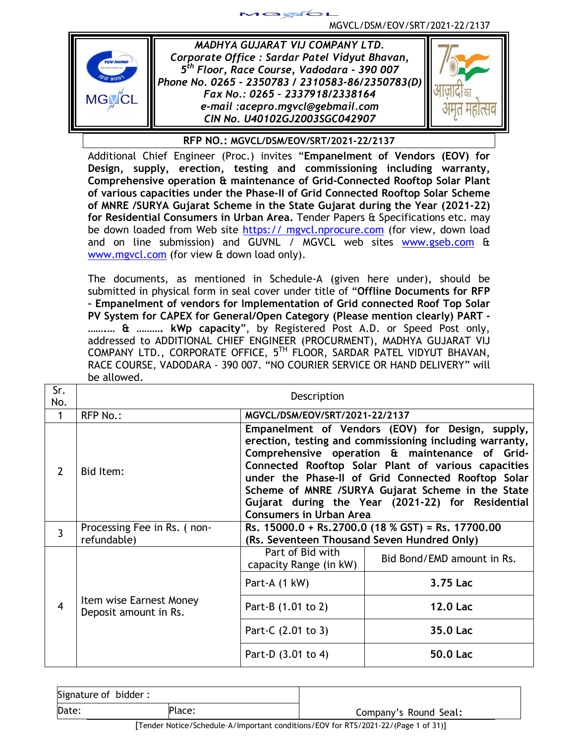MGVCL/DSM/EOV/SRT/2021-22/2137

***MADHYA GUJARAT VIJ COMPANY LTD.***
***Corporate Office : Sardar Patel Vidyut Bhavan,***
***5th Floor, Race Course, Vadodara - 390 007***
***Phone No. 0265 - 2350783 / 2310583-86/2350783(D)***
***Fax No.: 0265 – 2337918/2338164***
***e-mail :acepro.mgvcl@gebmail.com***
***CIN No. U40102GJ2003SGC042907***

**RFP NO.: MGVCL/DSM/EOV/SRT/2021-22/2137**

Additional Chief Engineer (Proc.) invites "**Empanelment of Vendors (EOV) for Design, supply, erection, testing and commissioning including warranty, Comprehensive operation & maintenance of Grid-Connected Rooftop Solar Plant of various capacities under the Phase-II of Grid Connected Rooftop Solar Scheme of MNRE /SURYA Gujarat Scheme in the State Gujarat during the Year (2021-22) for Residential Consumers in Urban Area.** Tender Papers & Specifications etc. may be down loaded from Web site https:// mgvcl.nprocure.com (for view, down load and on line submission) and GUVNL / MGVCL web sites www.gseb.com & www.mgvcl.com (for view & down load only).

The documents, as mentioned in Schedule-A (given here under), should be submitted in physical form in seal cover under title of "**Offline Documents for RFP - Empanelment of vendors for Implementation of Grid connected Roof Top Solar PV System for CAPEX for General/Open Category (Please mention clearly) PART - ……… & ………. kWp capacity**", by Registered Post A.D. or Speed Post only, addressed to ADDITIONAL CHIEF ENGINEER (PROCURMENT), MADHYA GUJARAT VIJ COMPANY LTD., CORPORATE OFFICE, 5TH FLOOR, SARDAR PATEL VIDYUT BHAVAN, RACE COURSE, VADODARA - 390 007. "NO COURIER SERVICE OR HAND DELIVERY" will be allowed.

| Sr. No. | Description | | |
|---|---|---|---|
| 1 | RFP No.: | **MGVCL/DSM/EOV/SRT/2021-22/2137** | |
| 2 | Bid Item: | **Empanelment of Vendors (EOV) for Design, supply, erection, testing and commissioning including warranty, Comprehensive operation & maintenance of Grid-Connected Rooftop Solar Plant of various capacities under the Phase-II of Grid Connected Rooftop Solar Scheme of MNRE /SURYA Gujarat Scheme in the State Gujarat during the Year (2021-22) for Residential Consumers in Urban Area** | |
| 3 | Processing Fee in Rs. ( non-refundable) | **Rs. 15000.0 + Rs.2700.0 (18 % GST) = Rs. 17700.00 (Rs. Seventeen Thousand Seven Hundred Only)** | |
| 4 | Item wise Earnest Money Deposit amount in Rs. | Part of Bid with capacity Range (in kW) | Bid Bond/EMD amount in Rs. |
| | | Part-A (1 kW) | **3.75 Lac** |
| | | Part-B (1.01 to 2) | **12.0 Lac** |
| | | Part-C (2.01 to 3) | **35.0 Lac** |
| | | Part-D (3.01 to 4) | **50.0 Lac** |

| Signature of bidder : | | |
|---|---|---|
| Date: | Place: | Company's Round Seal: |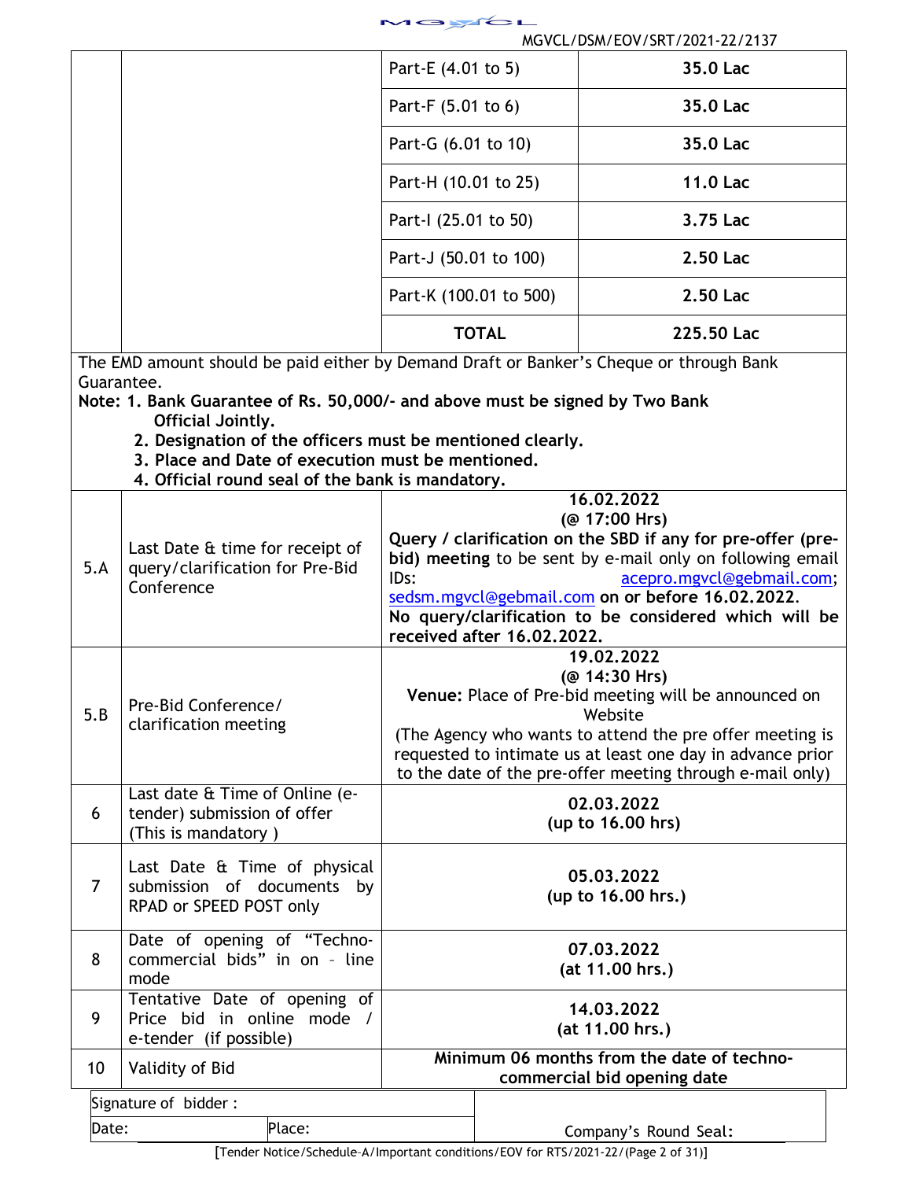MGVCL/DSM/EOV/SRT/2021-22/2137

| | | | |
|---|---|---|---|
| | | Part-E (4.01 to 5) | **35.0 Lac** |
| | | Part-F (5.01 to 6) | **35.0 Lac** |
| | | Part-G (6.01 to 10) | **35.0 Lac** |
| | | Part-H (10.01 to 25) | **11.0 Lac** |
| | | Part-I (25.01 to 50) | **3.75 Lac** |
| | | Part-J (50.01 to 100) | **2.50 Lac** |
| | | Part-K (100.01 to 500) | **2.50 Lac** |
| | | **TOTAL** | **225.50 Lac** |

The EMD amount should be paid either by Demand Draft or Banker's Cheque or through Bank Guarantee.

**Note: 1. Bank Guarantee of Rs. 50,000/- and above must be signed by Two Bank Official Jointly.**
**2. Designation of the officers must be mentioned clearly.**
**3. Place and Date of execution must be mentioned.**
**4. Official round seal of the bank is mandatory.**

| | | |
|---|---|---|
| 5.A | Last Date & time for receipt of query/clarification for Pre-Bid Conference | **16.02.2022 (@ 17:00 Hrs)** **Query / clarification on the SBD if any for pre-offer (pre-bid) meeting** to be sent by e-mail only on following email IDs: acepro.mgvcl@gebmail.com; sedsm.mgvcl@gebmail.com **on or before 16.02.2022. No query/clarification to be considered which will be received after 16.02.2022.** |
| 5.B | Pre-Bid Conference/ clarification meeting | **19.02.2022 (@ 14:30 Hrs)** **Venue:** Place of Pre-bid meeting will be announced on Website (The Agency who wants to attend the pre offer meeting is requested to intimate us at least one day in advance prior to the date of the pre-offer meeting through e-mail only) |
| 6 | Last date & Time of Online (e-tender) submission of offer (This is mandatory ) | **02.03.2022 (up to 16.00 hrs)** |
| 7 | Last Date & Time of physical submission of documents by RPAD or SPEED POST only | **05.03.2022 (up to 16.00 hrs.)** |
| 8 | Date of opening of "Techno-commercial bids" in on - line mode | **07.03.2022 (at 11.00 hrs.)** |
| 9 | Tentative Date of opening of Price bid in online mode / e-tender (if possible) | **14.03.2022 (at 11.00 hrs.)** |
| 10 | Validity of Bid | **Minimum 06 months from the date of techno-commercial bid opening date** |

Signature of bidder :
Date: Place: Company's Round Seal:

[Tender Notice/Schedule–A/Important conditions/EOV for RTS/2021-22/(Page 2 of 31)]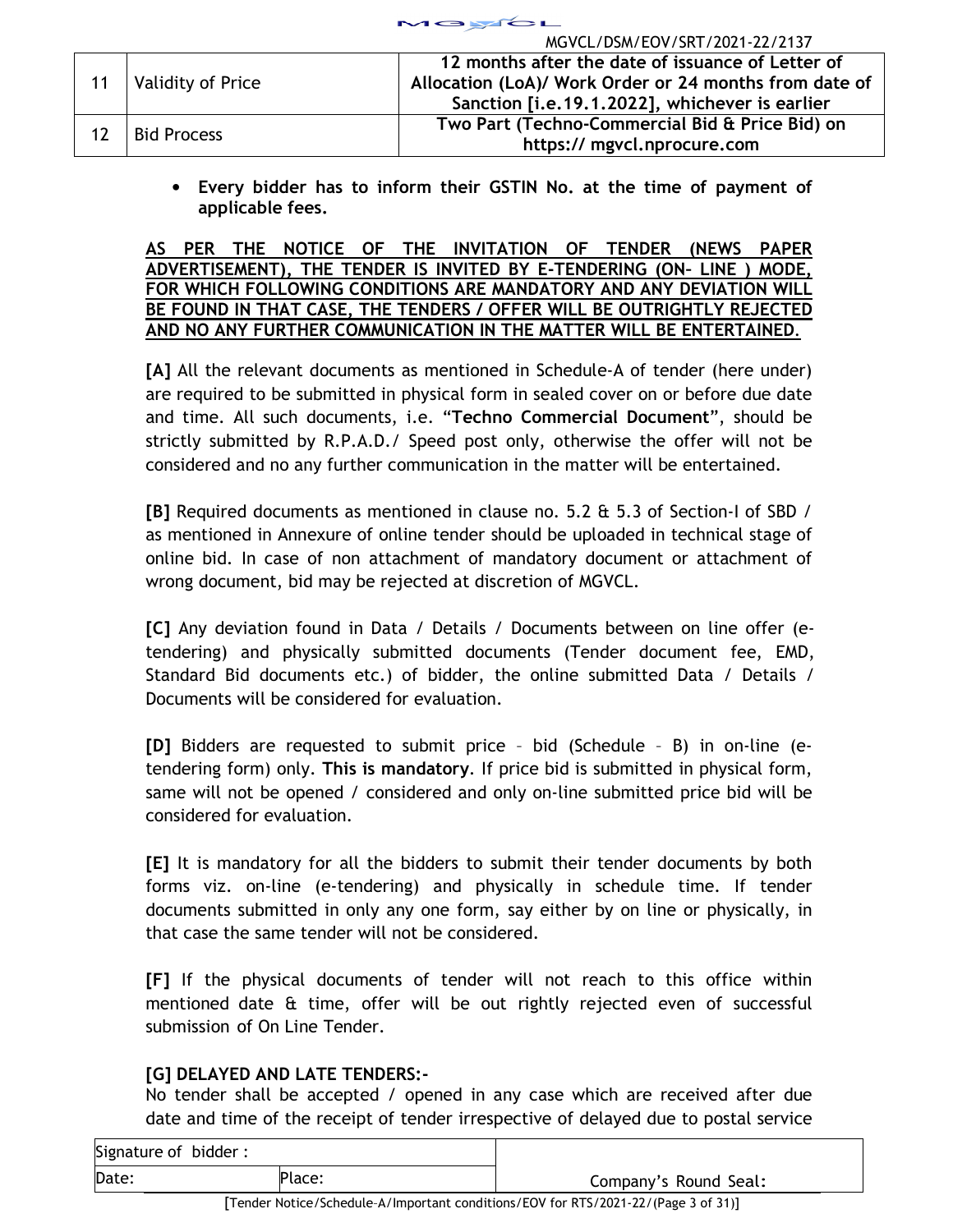| 11 | Validity of Price | **12 months after the date of issuance of Letter of Allocation (LoA)/ Work Order or 24 months from date of Sanction [i.e.19.1.2022], whichever is earlier** |
|---|---|---|
| 12 | Bid Process | **Two Part (Techno-Commercial Bid & Price Bid) on https:// mgvcl.nprocure.com** |

- **Every bidder has to inform their GSTIN No. at the time of payment of applicable fees.**

**AS PER THE NOTICE OF THE INVITATION OF TENDER (NEWS PAPER ADVERTISEMENT), THE TENDER IS INVITED BY E-TENDERING (ON- LINE ) MODE, FOR WHICH FOLLOWING CONDITIONS ARE MANDATORY AND ANY DEVIATION WILL BE FOUND IN THAT CASE, THE TENDERS / OFFER WILL BE OUTRIGHTLY REJECTED AND NO ANY FURTHER COMMUNICATION IN THE MATTER WILL BE ENTERTAINED.**

**[A]** All the relevant documents as mentioned in Schedule-A of tender (here under) are required to be submitted in physical form in sealed cover on or before due date and time. All such documents, i.e. "**Techno Commercial Document**", should be strictly submitted by R.P.A.D./ Speed post only, otherwise the offer will not be considered and no any further communication in the matter will be entertained.

**[B]** Required documents as mentioned in clause no. 5.2 & 5.3 of Section-I of SBD / as mentioned in Annexure of online tender should be uploaded in technical stage of online bid. In case of non attachment of mandatory document or attachment of wrong document, bid may be rejected at discretion of MGVCL.

**[C]** Any deviation found in Data / Details / Documents between on line offer (e-tendering) and physically submitted documents (Tender document fee, EMD, Standard Bid documents etc.) of bidder, the online submitted Data / Details / Documents will be considered for evaluation.

**[D]** Bidders are requested to submit price – bid (Schedule – B) in on-line (e-tendering form) only. **This is mandatory**. If price bid is submitted in physical form, same will not be opened / considered and only on-line submitted price bid will be considered for evaluation.

**[E]** It is mandatory for all the bidders to submit their tender documents by both forms viz. on-line (e-tendering) and physically in schedule time. If tender documents submitted in only any one form, say either by on line or physically, in that case the same tender will not be considered.

**[F]** If the physical documents of tender will not reach to this office within mentioned date & time, offer will be out rightly rejected even of successful submission of On Line Tender.

**[G] DELAYED AND LATE TENDERS:-**

No tender shall be accepted / opened in any case which are received after due date and time of the receipt of tender irrespective of delayed due to postal service

| Signature of bidder : | | |
|---|---|---|
| Date: | Place: | Company's Round Seal: |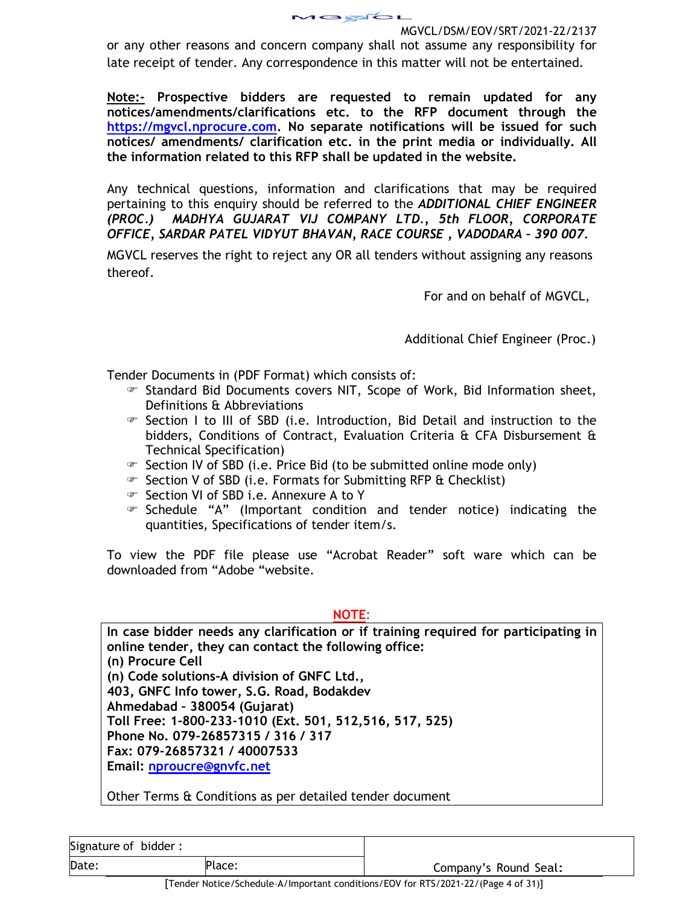or any other reasons and concern company shall not assume any responsibility for late receipt of tender. Any correspondence in this matter will not be entertained.

**Note:- Prospective bidders are requested to remain updated for any notices/amendments/clarifications etc. to the RFP document through the https://mgvcl.nprocure.com. No separate notifications will be issued for such notices/ amendments/ clarification etc. in the print media or individually. All the information related to this RFP shall be updated in the website.**

Any technical questions, information and clarifications that may be required pertaining to this enquiry should be referred to the ***ADDITIONAL CHIEF ENGINEER (PROC.) MADHYA GUJARAT VIJ COMPANY LTD., 5th FLOOR, CORPORATE OFFICE, SARDAR PATEL VIDYUT BHAVAN, RACE COURSE , VADODARA – 390 007.***

MGVCL reserves the right to reject any OR all tenders without assigning any reasons thereof.

For and on behalf of MGVCL,

Additional Chief Engineer (Proc.)

Tender Documents in (PDF Format) which consists of:

- Standard Bid Documents covers NIT, Scope of Work, Bid Information sheet, Definitions & Abbreviations
- Section I to III of SBD (i.e. Introduction, Bid Detail and instruction to the bidders, Conditions of Contract, Evaluation Criteria & CFA Disbursement & Technical Specification)
- Section IV of SBD (i.e. Price Bid (to be submitted online mode only)
- Section V of SBD (i.e. Formats for Submitting RFP & Checklist)
- Section VI of SBD i.e. Annexure A to Y
- Schedule "A" (Important condition and tender notice) indicating the quantities, Specifications of tender item/s.

To view the PDF file please use "Acrobat Reader" soft ware which can be downloaded from "Adobe "website.

**NOTE:**

**In case bidder needs any clarification or if training required for participating in online tender, they can contact the following office:**
**(n) Procure Cell**
**(n) Code solutions-A division of GNFC Ltd.,**
**403, GNFC Info tower, S.G. Road, Bodakdev**
**Ahmedabad – 380054 (Gujarat)**
**Toll Free: 1-800-233-1010 (Ext. 501, 512,516, 517, 525)**
**Phone No. 079-26857315 / 316 / 317**
**Fax: 079-26857321 / 40007533**
**Email: nproucre@gnvfc.net**

Other Terms & Conditions as per detailed tender document

| Signature of bidder : | | Company's Round Seal: |
|---|---|---|
| Date: | Place: | |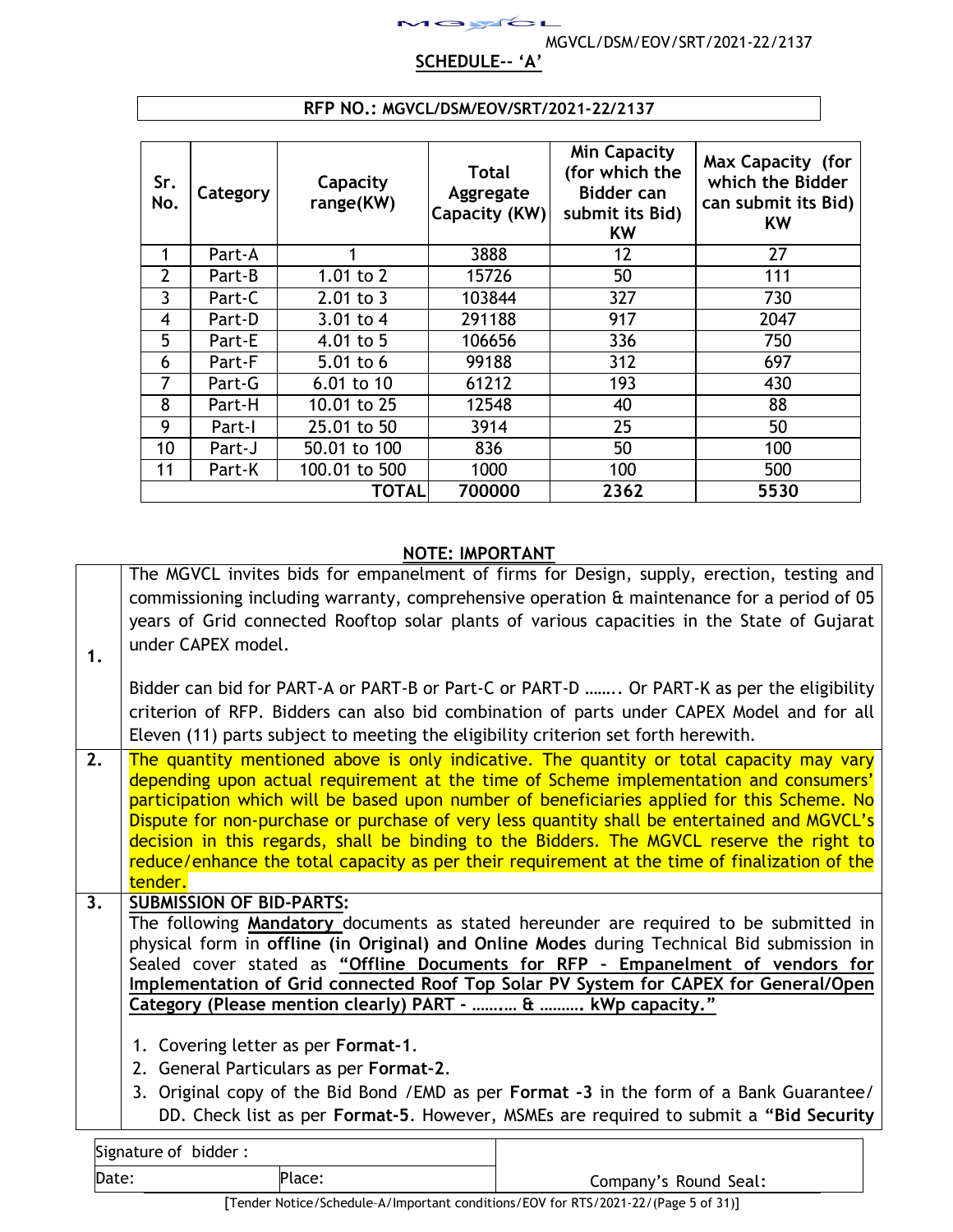## SCHEDULE-- 'A'

**RFP NO.: MGVCL/DSM/EOV/SRT/2021-22/2137**

| Sr. No. | Category | Capacity range(KW) | Total Aggregate Capacity (KW) | Min Capacity (for which the Bidder can submit its Bid) KW | Max Capacity (for which the Bidder can submit its Bid) KW |
|---|---|---|---|---|---|
| 1 | Part-A | 1 | 3888 | 12 | 27 |
| 2 | Part-B | 1.01 to 2 | 15726 | 50 | 111 |
| 3 | Part-C | 2.01 to 3 | 103844 | 327 | 730 |
| 4 | Part-D | 3.01 to 4 | 291188 | 917 | 2047 |
| 5 | Part-E | 4.01 to 5 | 106656 | 336 | 750 |
| 6 | Part-F | 5.01 to 6 | 99188 | 312 | 697 |
| 7 | Part-G | 6.01 to 10 | 61212 | 193 | 430 |
| 8 | Part-H | 10.01 to 25 | 12548 | 40 | 88 |
| 9 | Part-I | 25.01 to 50 | 3914 | 25 | 50 |
| 10 | Part-J | 50.01 to 100 | 836 | 50 | 100 |
| 11 | Part-K | 100.01 to 500 | 1000 | 100 | 500 |
| | | **TOTAL** | **700000** | **2362** | **5530** |

### NOTE: IMPORTANT

**1.** The MGVCL invites bids for empanelment of firms for Design, supply, erection, testing and commissioning including warranty, comprehensive operation & maintenance for a period of 05 years of Grid connected Rooftop solar plants of various capacities in the State of Gujarat under CAPEX model.

Bidder can bid for PART-A or PART-B or Part-C or PART-D ……. Or PART-K as per the eligibility criterion of RFP. Bidders can also bid combination of parts under CAPEX Model and for all Eleven (11) parts subject to meeting the eligibility criterion set forth herewith.

**2.** The quantity mentioned above is only indicative. The quantity or total capacity may vary depending upon actual requirement at the time of Scheme implementation and consumers' participation which will be based upon number of beneficiaries applied for this Scheme. No Dispute for non-purchase or purchase of very less quantity shall be entertained and MGVCL's decision in this regards, shall be binding to the Bidders. The MGVCL reserve the right to reduce/enhance the total capacity as per their requirement at the time of finalization of the tender.

**3.** **SUBMISSION OF BID-PARTS:**

The following **Mandatory** documents as stated hereunder are required to be submitted in physical form in **offline (in Original) and Online Modes** during Technical Bid submission in Sealed cover stated as **"Offline Documents for RFP - Empanelment of vendors for Implementation of Grid connected Roof Top Solar PV System for CAPEX for General/Open Category (Please mention clearly) PART - ……… & ………. kWp capacity."**

1. Covering letter as per **Format-1**.
2. General Particulars as per **Format-2**.
3. Original copy of the Bid Bond /EMD as per **Format -3** in the form of a Bank Guarantee/ DD. Check list as per **Format-5**. However, MSMEs are required to submit a **"Bid Security**

| Signature of bidder : | | |
|---|---|---|
| Date: | Place: | Company's Round Seal: |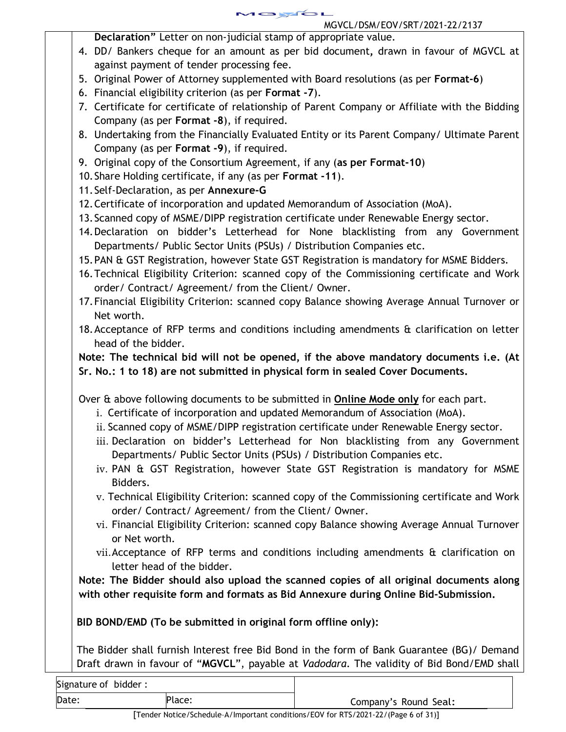**Declaration"** Letter on non-judicial stamp of appropriate value.

4. DD/ Bankers cheque for an amount as per bid document**,** drawn in favour of MGVCL at against payment of tender processing fee.
5. Original Power of Attorney supplemented with Board resolutions (as per **Format-6**)
6. Financial eligibility criterion (as per **Format -7**).
7. Certificate for certificate of relationship of Parent Company or Affiliate with the Bidding Company (as per **Format -8**), if required.
8. Undertaking from the Financially Evaluated Entity or its Parent Company/ Ultimate Parent Company (as per **Format -9**), if required.
9. Original copy of the Consortium Agreement, if any (**as per Format-10**)
10. Share Holding certificate, if any (as per **Format -11**).
11. Self-Declaration, as per **Annexure-G**
12. Certificate of incorporation and updated Memorandum of Association (MoA).
13. Scanned copy of MSME/DIPP registration certificate under Renewable Energy sector.
14. Declaration on bidder's Letterhead for None blacklisting from any Government Departments/ Public Sector Units (PSUs) / Distribution Companies etc.
15. PAN & GST Registration, however State GST Registration is mandatory for MSME Bidders.
16. Technical Eligibility Criterion: scanned copy of the Commissioning certificate and Work order/ Contract/ Agreement/ from the Client/ Owner.
17. Financial Eligibility Criterion: scanned copy Balance showing Average Annual Turnover or Net worth.
18. Acceptance of RFP terms and conditions including amendments & clarification on letter head of the bidder.

**Note: The technical bid will not be opened, if the above mandatory documents i.e. (At Sr. No.: 1 to 18) are not submitted in physical form in sealed Cover Documents.**

Over & above following documents to be submitted in **Online Mode only** for each part.

i. Certificate of incorporation and updated Memorandum of Association (MoA).
ii. Scanned copy of MSME/DIPP registration certificate under Renewable Energy sector.
iii. Declaration on bidder's Letterhead for Non blacklisting from any Government Departments/ Public Sector Units (PSUs) / Distribution Companies etc.
iv. PAN & GST Registration, however State GST Registration is mandatory for MSME Bidders.
v. Technical Eligibility Criterion: scanned copy of the Commissioning certificate and Work order/ Contract/ Agreement/ from the Client/ Owner.
vi. Financial Eligibility Criterion: scanned copy Balance showing Average Annual Turnover or Net worth.
vii. Acceptance of RFP terms and conditions including amendments & clarification on letter head of the bidder.

**Note: The Bidder should also upload the scanned copies of all original documents along with other requisite form and formats as Bid Annexure during Online Bid-Submission.**

**BID BOND/EMD (To be submitted in original form offline only):**

The Bidder shall furnish Interest free Bid Bond in the form of Bank Guarantee (BG)/ Demand Draft drawn in favour of "**MGVCL**", payable at *Vadodara*. The validity of Bid Bond/EMD shall

| Signature of bidder : | | |
|---|---|---|
| Date: | Place: | Company's Round Seal: |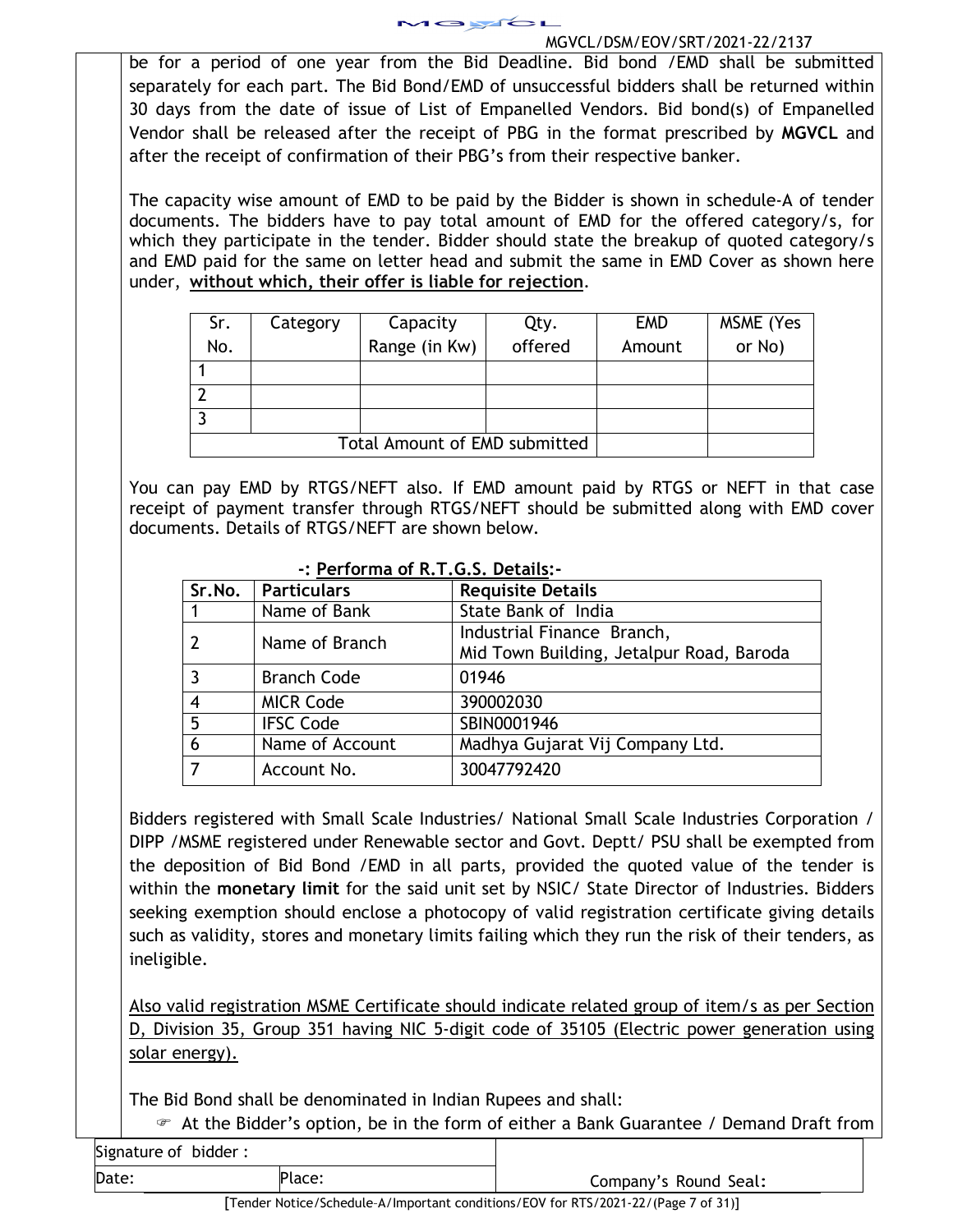be for a period of one year from the Bid Deadline. Bid bond /EMD shall be submitted separately for each part. The Bid Bond/EMD of unsuccessful bidders shall be returned within 30 days from the date of issue of List of Empanelled Vendors. Bid bond(s) of Empanelled Vendor shall be released after the receipt of PBG in the format prescribed by **MGVCL** and after the receipt of confirmation of their PBG's from their respective banker.

The capacity wise amount of EMD to be paid by the Bidder is shown in schedule-A of tender documents. The bidders have to pay total amount of EMD for the offered category/s, for which they participate in the tender. Bidder should state the breakup of quoted category/s and EMD paid for the same on letter head and submit the same in EMD Cover as shown here under, **without which, their offer is liable for rejection**.

| Sr. No. | Category | Capacity Range (in Kw) | Qty. offered | EMD Amount | MSME (Yes or No) |
|---|---|---|---|---|---|
| 1 | | | | | |
| 2 | | | | | |
| 3 | | | | | |
| Total Amount of EMD submitted | | | | | |

You can pay EMD by RTGS/NEFT also. If EMD amount paid by RTGS or NEFT in that case receipt of payment transfer through RTGS/NEFT should be submitted along with EMD cover documents. Details of RTGS/NEFT are shown below.

**-: Performa of R.T.G.S. Details:-**

| Sr.No. | Particulars | Requisite Details |
|---|---|---|
| 1 | Name of Bank | State Bank of India |
| 2 | Name of Branch | Industrial Finance Branch, Mid Town Building, Jetalpur Road, Baroda |
| 3 | Branch Code | 01946 |
| 4 | MICR Code | 390002030 |
| 5 | IFSC Code | SBIN0001946 |
| 6 | Name of Account | Madhya Gujarat Vij Company Ltd. |
| 7 | Account No. | 30047792420 |

Bidders registered with Small Scale Industries/ National Small Scale Industries Corporation / DIPP /MSME registered under Renewable sector and Govt. Deptt/ PSU shall be exempted from the deposition of Bid Bond /EMD in all parts, provided the quoted value of the tender is within the **monetary limit** for the said unit set by NSIC/ State Director of Industries. Bidders seeking exemption should enclose a photocopy of valid registration certificate giving details such as validity, stores and monetary limits failing which they run the risk of their tenders, as ineligible.

Also valid registration MSME Certificate should indicate related group of item/s as per Section D, Division 35, Group 351 having NIC 5-digit code of 35105 (Electric power generation using solar energy).

The Bid Bond shall be denominated in Indian Rupees and shall:

- At the Bidder's option, be in the form of either a Bank Guarantee / Demand Draft from

Signature of bidder :
Date: Place: Company's Round Seal: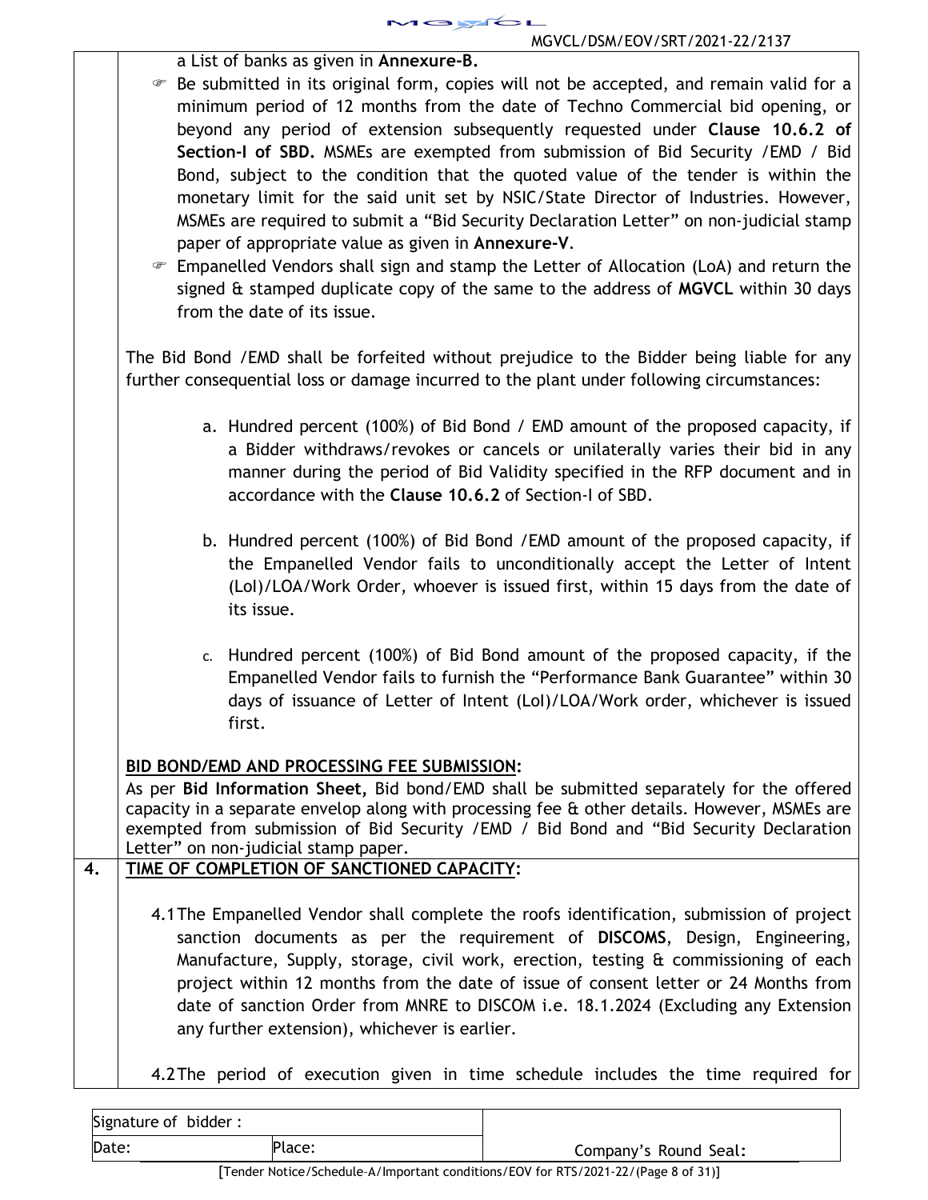a List of banks as given in **Annexure-B.**

- Be submitted in its original form, copies will not be accepted, and remain valid for a minimum period of 12 months from the date of Techno Commercial bid opening, or beyond any period of extension subsequently requested under **Clause 10.6.2 of Section-I of SBD.** MSMEs are exempted from submission of Bid Security /EMD / Bid Bond, subject to the condition that the quoted value of the tender is within the monetary limit for the said unit set by NSIC/State Director of Industries. However, MSMEs are required to submit a "Bid Security Declaration Letter" on non-judicial stamp paper of appropriate value as given in **Annexure-V**.
- Empanelled Vendors shall sign and stamp the Letter of Allocation (LoA) and return the signed & stamped duplicate copy of the same to the address of **MGVCL** within 30 days from the date of its issue.

The Bid Bond /EMD shall be forfeited without prejudice to the Bidder being liable for any further consequential loss or damage incurred to the plant under following circumstances:

a. Hundred percent (100%) of Bid Bond / EMD amount of the proposed capacity, if a Bidder withdraws/revokes or cancels or unilaterally varies their bid in any manner during the period of Bid Validity specified in the RFP document and in accordance with the **Clause 10.6.2** of Section-I of SBD.

b. Hundred percent (100%) of Bid Bond /EMD amount of the proposed capacity, if the Empanelled Vendor fails to unconditionally accept the Letter of Intent (LoI)/LOA/Work Order, whoever is issued first, within 15 days from the date of its issue.

c. Hundred percent (100%) of Bid Bond amount of the proposed capacity, if the Empanelled Vendor fails to furnish the "Performance Bank Guarantee" within 30 days of issuance of Letter of Intent (LoI)/LOA/Work order, whichever is issued first.

**BID BOND/EMD AND PROCESSING FEE SUBMISSION:**

As per **Bid Information Sheet,** Bid bond/EMD shall be submitted separately for the offered capacity in a separate envelop along with processing fee & other details. However, MSMEs are exempted from submission of Bid Security /EMD / Bid Bond and "Bid Security Declaration Letter" on non-judicial stamp paper.

**4. TIME OF COMPLETION OF SANCTIONED CAPACITY:**

4.1 The Empanelled Vendor shall complete the roofs identification, submission of project sanction documents as per the requirement of **DISCOMS**, Design, Engineering, Manufacture, Supply, storage, civil work, erection, testing & commissioning of each project within 12 months from the date of issue of consent letter or 24 Months from date of sanction Order from MNRE to DISCOM i.e. 18.1.2024 (Excluding any Extension any further extension), whichever is earlier.

4.2 The period of execution given in time schedule includes the time required for

| Signature of bidder : | | |
|---|---|---|
| Date: | Place: | Company's Round Seal: |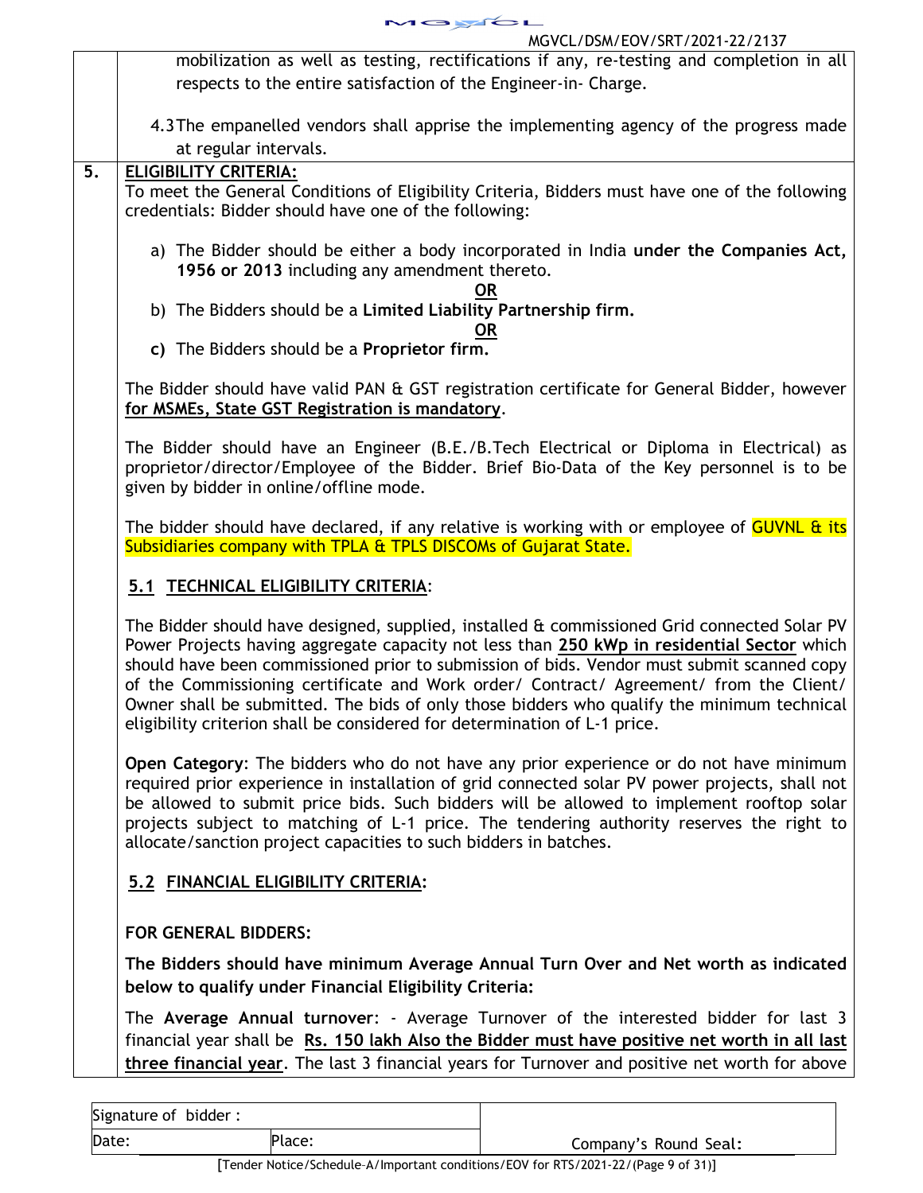mobilization as well as testing, rectifications if any, re-testing and completion in all respects to the entire satisfaction of the Engineer-in- Charge.

4.3 The empanelled vendors shall apprise the implementing agency of the progress made at regular intervals.

**5. ELIGIBILITY CRITERIA:**

To meet the General Conditions of Eligibility Criteria, Bidders must have one of the following credentials: Bidder should have one of the following:

a) The Bidder should be either a body incorporated in India **under the Companies Act, 1956 or 2013** including any amendment thereto.

**OR**

b) The Bidders should be a **Limited Liability Partnership firm.**

**OR**

**c)** The Bidders should be a **Proprietor firm.**

The Bidder should have valid PAN & GST registration certificate for General Bidder, however **for MSMEs, State GST Registration is mandatory**.

The Bidder should have an Engineer (B.E./B.Tech Electrical or Diploma in Electrical) as proprietor/director/Employee of the Bidder. Brief Bio-Data of the Key personnel is to be given by bidder in online/offline mode.

The bidder should have declared, if any relative is working with or employee of GUVNL & its Subsidiaries company with TPLA & TPLS DISCOMs of Gujarat State.

## 5.1 TECHNICAL ELIGIBILITY CRITERIA:

The Bidder should have designed, supplied, installed & commissioned Grid connected Solar PV Power Projects having aggregate capacity not less than **250 kWp in residential Sector** which should have been commissioned prior to submission of bids. Vendor must submit scanned copy of the Commissioning certificate and Work order/ Contract/ Agreement/ from the Client/ Owner shall be submitted. The bids of only those bidders who qualify the minimum technical eligibility criterion shall be considered for determination of L-1 price.

**Open Category**: The bidders who do not have any prior experience or do not have minimum required prior experience in installation of grid connected solar PV power projects, shall not be allowed to submit price bids. Such bidders will be allowed to implement rooftop solar projects subject to matching of L-1 price. The tendering authority reserves the right to allocate/sanction project capacities to such bidders in batches.

## 5.2 FINANCIAL ELIGIBILITY CRITERIA:

**FOR GENERAL BIDDERS:**

**The Bidders should have minimum Average Annual Turn Over and Net worth as indicated below to qualify under Financial Eligibility Criteria:**

The **Average Annual turnover**: - Average Turnover of the interested bidder for last 3 financial year shall be **Rs. 150 lakh Also the Bidder must have positive net worth in all last three financial year**. The last 3 financial years for Turnover and positive net worth for above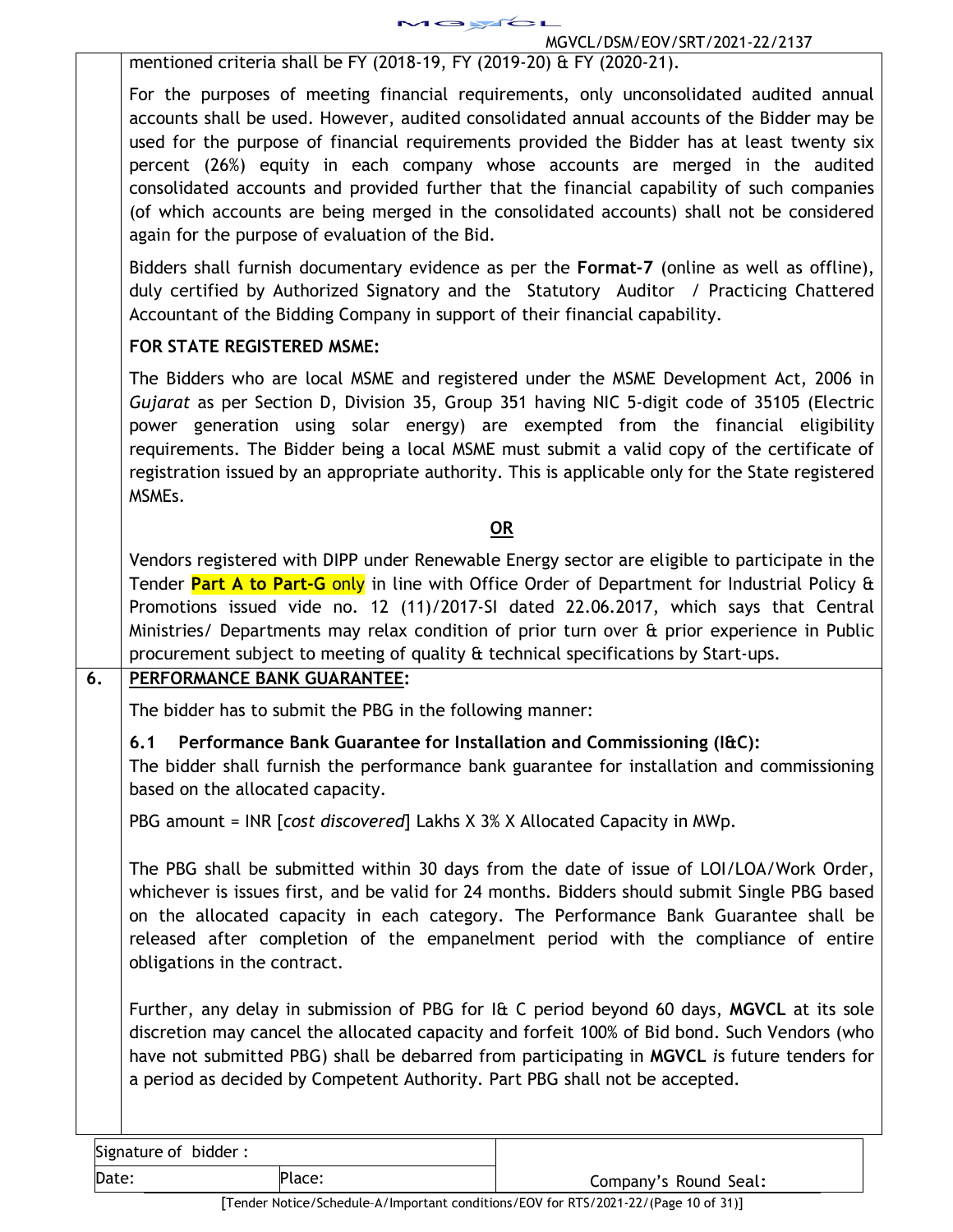mentioned criteria shall be FY (2018-19, FY (2019-20) & FY (2020-21).

For the purposes of meeting financial requirements, only unconsolidated audited annual accounts shall be used. However, audited consolidated annual accounts of the Bidder may be used for the purpose of financial requirements provided the Bidder has at least twenty six percent (26%) equity in each company whose accounts are merged in the audited consolidated accounts and provided further that the financial capability of such companies (of which accounts are being merged in the consolidated accounts) shall not be considered again for the purpose of evaluation of the Bid.

Bidders shall furnish documentary evidence as per the **Format-7** (online as well as offline), duly certified by Authorized Signatory and the Statutory Auditor / Practicing Chattered Accountant of the Bidding Company in support of their financial capability.

**FOR STATE REGISTERED MSME:**

The Bidders who are local MSME and registered under the MSME Development Act, 2006 in *Gujarat* as per Section D, Division 35, Group 351 having NIC 5-digit code of 35105 (Electric power generation using solar energy) are exempted from the financial eligibility requirements. The Bidder being a local MSME must submit a valid copy of the certificate of registration issued by an appropriate authority. This is applicable only for the State registered MSMEs.

**OR**

Vendors registered with DIPP under Renewable Energy sector are eligible to participate in the Tender **Part A to Part-G** only in line with Office Order of Department for Industrial Policy & Promotions issued vide no. 12 (11)/2017-SI dated 22.06.2017, which says that Central Ministries/ Departments may relax condition of prior turn over & prior experience in Public procurement subject to meeting of quality & technical specifications by Start-ups.

## 6. PERFORMANCE BANK GUARANTEE:

The bidder has to submit the PBG in the following manner:

### 6.1 Performance Bank Guarantee for Installation and Commissioning (I&C):

The bidder shall furnish the performance bank guarantee for installation and commissioning based on the allocated capacity.

PBG amount = INR [*cost discovered*] Lakhs X 3% X Allocated Capacity in MWp.

The PBG shall be submitted within 30 days from the date of issue of LOI/LOA/Work Order, whichever is issues first, and be valid for 24 months. Bidders should submit Single PBG based on the allocated capacity in each category. The Performance Bank Guarantee shall be released after completion of the empanelment period with the compliance of entire obligations in the contract.

Further, any delay in submission of PBG for I& C period beyond 60 days, **MGVCL** at its sole discretion may cancel the allocated capacity and forfeit 100% of Bid bond. Such Vendors (who have not submitted PBG) shall be debarred from participating in **MGVCL** *is* future tenders for a period as decided by Competent Authority. Part PBG shall not be accepted.

| Signature of bidder : | | |
|---|---|---|
| Date: | Place: | Company's Round Seal: |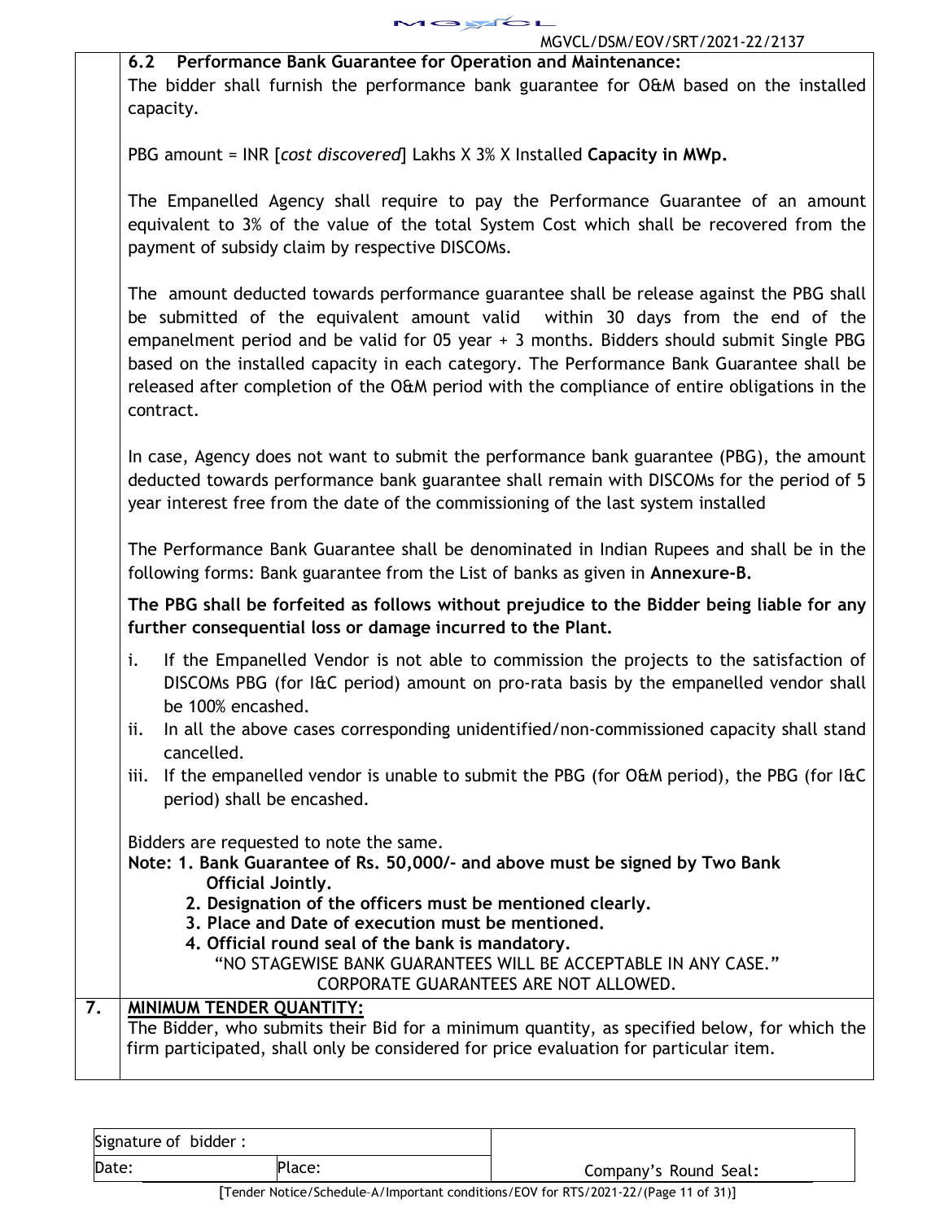### 6.2 Performance Bank Guarantee for Operation and Maintenance:

The bidder shall furnish the performance bank guarantee for O&M based on the installed capacity.

PBG amount = INR [*cost discovered*] Lakhs X 3% X Installed **Capacity in MWp.**

The Empanelled Agency shall require to pay the Performance Guarantee of an amount equivalent to 3% of the value of the total System Cost which shall be recovered from the payment of subsidy claim by respective DISCOMs.

The amount deducted towards performance guarantee shall be release against the PBG shall be submitted of the equivalent amount valid within 30 days from the end of the empanelment period and be valid for 05 year + 3 months. Bidders should submit Single PBG based on the installed capacity in each category. The Performance Bank Guarantee shall be released after completion of the O&M period with the compliance of entire obligations in the contract.

In case, Agency does not want to submit the performance bank guarantee (PBG), the amount deducted towards performance bank guarantee shall remain with DISCOMs for the period of 5 year interest free from the date of the commissioning of the last system installed

The Performance Bank Guarantee shall be denominated in Indian Rupees and shall be in the following forms: Bank guarantee from the List of banks as given in **Annexure-B.**

**The PBG shall be forfeited as follows without prejudice to the Bidder being liable for any further consequential loss or damage incurred to the Plant.**

i. If the Empanelled Vendor is not able to commission the projects to the satisfaction of DISCOMs PBG (for I&C period) amount on pro-rata basis by the empanelled vendor shall be 100% encashed.
ii. In all the above cases corresponding unidentified/non-commissioned capacity shall stand cancelled.
iii. If the empanelled vendor is unable to submit the PBG (for O&M period), the PBG (for I&C period) shall be encashed.

Bidders are requested to note the same.

**Note: 1. Bank Guarantee of Rs. 50,000/- and above must be signed by Two Bank Official Jointly.**
**2. Designation of the officers must be mentioned clearly.**
**3. Place and Date of execution must be mentioned.**
**4. Official round seal of the bank is mandatory.**

"NO STAGEWISE BANK GUARANTEES WILL BE ACCEPTABLE IN ANY CASE."
CORPORATE GUARANTEES ARE NOT ALLOWED.

## 7. MINIMUM TENDER QUANTITY:

The Bidder, who submits their Bid for a minimum quantity, as specified below, for which the firm participated, shall only be considered for price evaluation for particular item.

| Signature of bidder : | | |
|---|---|---|
| Date: | Place: | Company's Round Seal: |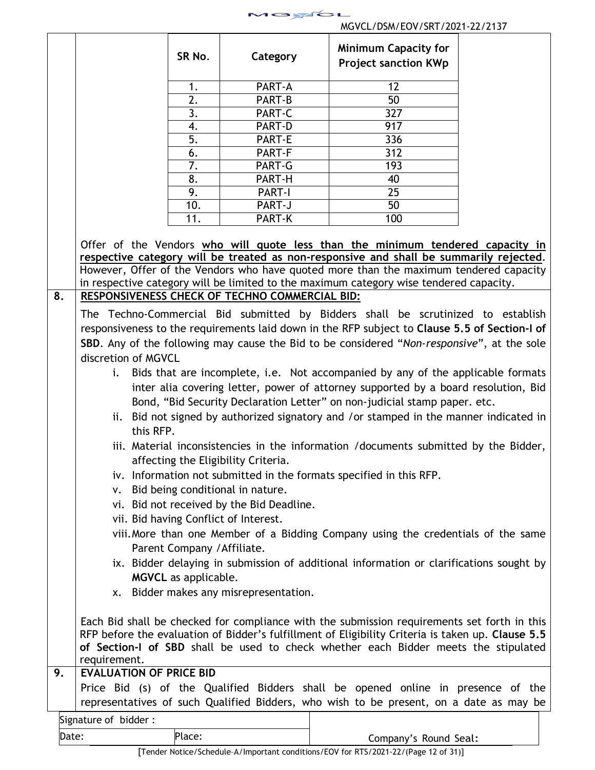| SR No. | Category | Minimum Capacity for Project sanction KWp |
|---|---|---|
| 1. | PART-A | 12 |
| 2. | PART-B | 50 |
| 3. | PART-C | 327 |
| 4. | PART-D | 917 |
| 5. | PART-E | 336 |
| 6. | PART-F | 312 |
| 7. | PART-G | 193 |
| 8. | PART-H | 40 |
| 9. | PART-I | 25 |
| 10. | PART-J | 50 |
| 11. | PART-K | 100 |

Offer of the Vendors **who will quote less than the minimum tendered capacity in respective category will be treated as non-responsive and shall be summarily rejected**. However, Offer of the Vendors who have quoted more than the maximum tendered capacity in respective category will be limited to the maximum category wise tendered capacity.

## 8. RESPONSIVENESS CHECK OF TECHNO COMMERCIAL BID:

The Techno-Commercial Bid submitted by Bidders shall be scrutinized to establish responsiveness to the requirements laid down in the RFP subject to **Clause 5.5 of Section-I of SBD**. Any of the following may cause the Bid to be considered "*Non-responsive*", at the sole discretion of MGVCL

i. Bids that are incomplete, i.e. Not accompanied by any of the applicable formats inter alia covering letter, power of attorney supported by a board resolution, Bid Bond, "Bid Security Declaration Letter" on non-judicial stamp paper. etc.
ii. Bid not signed by authorized signatory and /or stamped in the manner indicated in this RFP.
iii. Material inconsistencies in the information /documents submitted by the Bidder, affecting the Eligibility Criteria.
iv. Information not submitted in the formats specified in this RFP.
v. Bid being conditional in nature.
vi. Bid not received by the Bid Deadline.
vii. Bid having Conflict of Interest.
viii. More than one Member of a Bidding Company using the credentials of the same Parent Company /Affiliate.
ix. Bidder delaying in submission of additional information or clarifications sought by **MGVCL** as applicable.
x. Bidder makes any misrepresentation.

Each Bid shall be checked for compliance with the submission requirements set forth in this RFP before the evaluation of Bidder's fulfillment of Eligibility Criteria is taken up. **Clause 5.5 of Section-I of SBD** shall be used to check whether each Bidder meets the stipulated requirement.

## 9. EVALUATION OF PRICE BID

Price Bid (s) of the Qualified Bidders shall be opened online in presence of the representatives of such Qualified Bidders, who wish to be present, on a date as may be

| Signature of bidder : | | |
|---|---|---|
| Date: | Place: | Company's Round Seal: |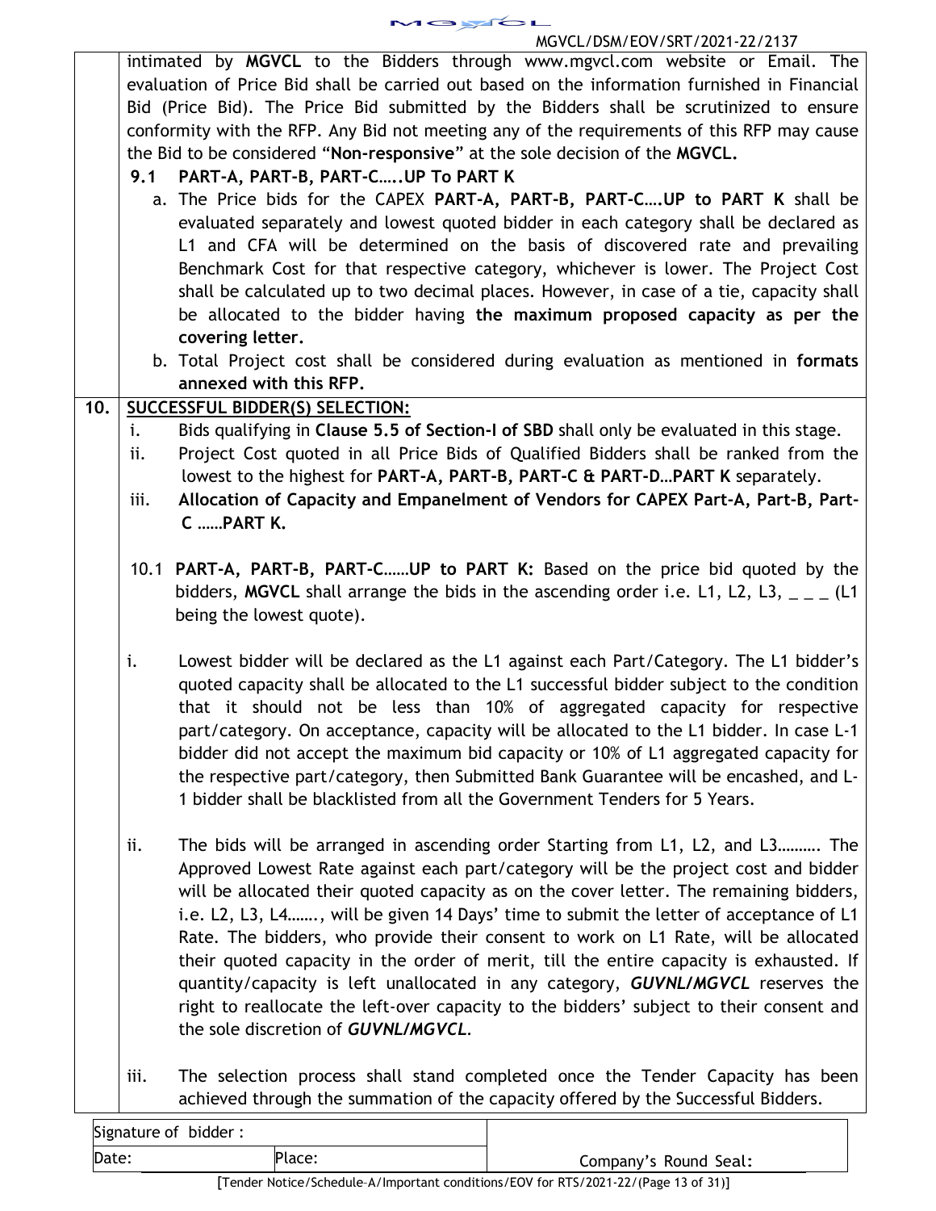intimated by **MGVCL** to the Bidders through www.mgvcl.com website or Email. The evaluation of Price Bid shall be carried out based on the information furnished in Financial Bid (Price Bid). The Price Bid submitted by the Bidders shall be scrutinized to ensure conformity with the RFP. Any Bid not meeting any of the requirements of this RFP may cause the Bid to be considered "**Non-responsive**" at the sole decision of the **MGVCL.**

**9.1 PART-A, PART-B, PART-C…..UP To PART K**

a. The Price bids for the CAPEX **PART-A, PART-B, PART-C….UP to PART K** shall be evaluated separately and lowest quoted bidder in each category shall be declared as L1 and CFA will be determined on the basis of discovered rate and prevailing Benchmark Cost for that respective category, whichever is lower. The Project Cost shall be calculated up to two decimal places. However, in case of a tie, capacity shall be allocated to the bidder having **the maximum proposed capacity as per the covering letter.**

b. Total Project cost shall be considered during evaluation as mentioned in **formats annexed with this RFP.**

**10. SUCCESSFUL BIDDER(S) SELECTION:**

i. Bids qualifying in **Clause 5.5 of Section-I of SBD** shall only be evaluated in this stage.

ii. Project Cost quoted in all Price Bids of Qualified Bidders shall be ranked from the lowest to the highest for **PART-A, PART-B, PART-C & PART-D…PART K** separately.

iii. **Allocation of Capacity and Empanelment of Vendors for CAPEX Part-A, Part-B, Part-C ……PART K.**

10.1 **PART-A, PART-B, PART-C……UP to PART K:** Based on the price bid quoted by the bidders, **MGVCL** shall arrange the bids in the ascending order i.e. L1, L2, L3, _ _ _ (L1 being the lowest quote).

i. Lowest bidder will be declared as the L1 against each Part/Category. The L1 bidder's quoted capacity shall be allocated to the L1 successful bidder subject to the condition that it should not be less than 10% of aggregated capacity for respective part/category. On acceptance, capacity will be allocated to the L1 bidder. In case L-1 bidder did not accept the maximum bid capacity or 10% of L1 aggregated capacity for the respective part/category, then Submitted Bank Guarantee will be encashed, and L-1 bidder shall be blacklisted from all the Government Tenders for 5 Years.

ii. The bids will be arranged in ascending order Starting from L1, L2, and L3………. The Approved Lowest Rate against each part/category will be the project cost and bidder will be allocated their quoted capacity as on the cover letter. The remaining bidders, i.e. L2, L3, L4……., will be given 14 Days' time to submit the letter of acceptance of L1 Rate. The bidders, who provide their consent to work on L1 Rate, will be allocated their quoted capacity in the order of merit, till the entire capacity is exhausted. If quantity/capacity is left unallocated in any category, ***GUVNL/MGVCL*** reserves the right to reallocate the left-over capacity to the bidders' subject to their consent and the sole discretion of ***GUVNL/MGVCL***.

iii. The selection process shall stand completed once the Tender Capacity has been achieved through the summation of the capacity offered by the Successful Bidders.

| Signature of bidder : | | |
|---|---|---|
| Date: | Place: | Company's Round Seal: |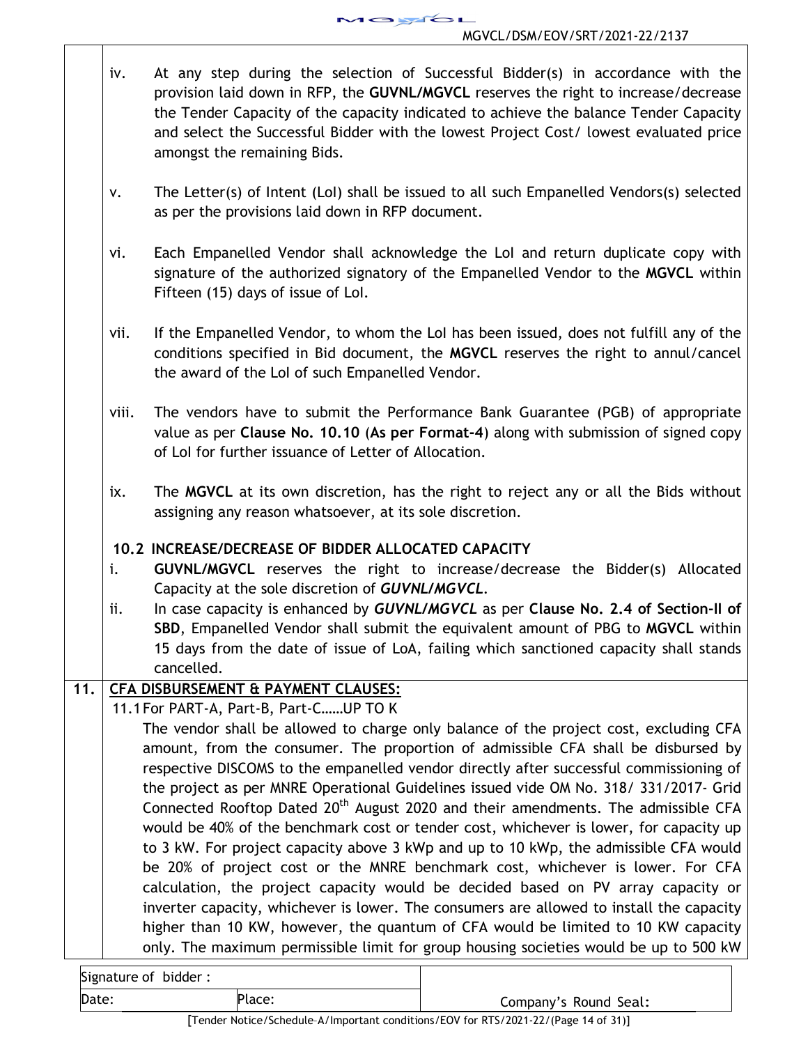iv. At any step during the selection of Successful Bidder(s) in accordance with the provision laid down in RFP, the **GUVNL/MGVCL** reserves the right to increase/decrease the Tender Capacity of the capacity indicated to achieve the balance Tender Capacity and select the Successful Bidder with the lowest Project Cost/ lowest evaluated price amongst the remaining Bids.

v. The Letter(s) of Intent (LoI) shall be issued to all such Empanelled Vendors(s) selected as per the provisions laid down in RFP document.

vi. Each Empanelled Vendor shall acknowledge the LoI and return duplicate copy with signature of the authorized signatory of the Empanelled Vendor to the **MGVCL** within Fifteen (15) days of issue of LoI.

vii. If the Empanelled Vendor, to whom the LoI has been issued, does not fulfill any of the conditions specified in Bid document, the **MGVCL** reserves the right to annul/cancel the award of the LoI of such Empanelled Vendor.

viii. The vendors have to submit the Performance Bank Guarantee (PGB) of appropriate value as per **Clause No. 10.10** (**As per Format-4**) along with submission of signed copy of LoI for further issuance of Letter of Allocation.

ix. The **MGVCL** at its own discretion, has the right to reject any or all the Bids without assigning any reason whatsoever, at its sole discretion.

**10.2 INCREASE/DECREASE OF BIDDER ALLOCATED CAPACITY**

i. **GUVNL/MGVCL** reserves the right to increase/decrease the Bidder(s) Allocated Capacity at the sole discretion of ***GUVNL/MGVCL***.

ii. In case capacity is enhanced by ***GUVNL/MGVCL*** as per **Clause No. 2.4 of Section-II of SBD**, Empanelled Vendor shall submit the equivalent amount of PBG to **MGVCL** within 15 days from the date of issue of LoA, failing which sanctioned capacity shall stands cancelled.

**11. CFA DISBURSEMENT & PAYMENT CLAUSES:**

11.1 For PART-A, Part-B, Part-C……UP TO K

The vendor shall be allowed to charge only balance of the project cost, excluding CFA amount, from the consumer. The proportion of admissible CFA shall be disbursed by respective DISCOMS to the empanelled vendor directly after successful commissioning of the project as per MNRE Operational Guidelines issued vide OM No. 318/ 331/2017- Grid Connected Rooftop Dated 20th August 2020 and their amendments. The admissible CFA would be 40% of the benchmark cost or tender cost, whichever is lower, for capacity up to 3 kW. For project capacity above 3 kWp and up to 10 kWp, the admissible CFA would be 20% of project cost or the MNRE benchmark cost, whichever is lower. For CFA calculation, the project capacity would be decided based on PV array capacity or inverter capacity, whichever is lower. The consumers are allowed to install the capacity higher than 10 KW, however, the quantum of CFA would be limited to 10 KW capacity only. The maximum permissible limit for group housing societies would be up to 500 kW

| Signature of bidder : | | |
|---|---|---|
| Date: | Place: | Company's Round Seal: |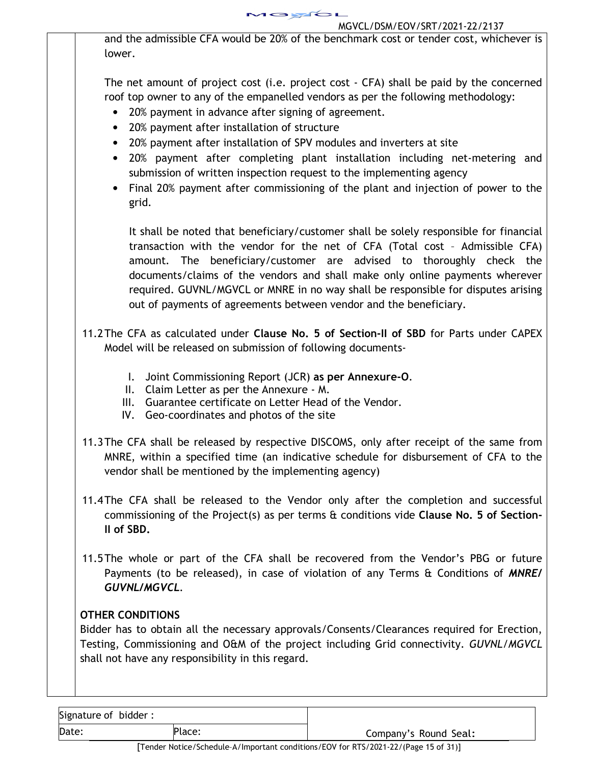and the admissible CFA would be 20% of the benchmark cost or tender cost, whichever is lower.

The net amount of project cost (i.e. project cost - CFA) shall be paid by the concerned roof top owner to any of the empanelled vendors as per the following methodology:

- 20% payment in advance after signing of agreement.
- 20% payment after installation of structure
- 20% payment after installation of SPV modules and inverters at site
- 20% payment after completing plant installation including net-metering and submission of written inspection request to the implementing agency
- Final 20% payment after commissioning of the plant and injection of power to the grid.

It shall be noted that beneficiary/customer shall be solely responsible for financial transaction with the vendor for the net of CFA (Total cost – Admissible CFA) amount. The beneficiary/customer are advised to thoroughly check the documents/claims of the vendors and shall make only online payments wherever required. GUVNL/MGVCL or MNRE in no way shall be responsible for disputes arising out of payments of agreements between vendor and the beneficiary.

11.2 The CFA as calculated under **Clause No. 5 of Section-II of SBD** for Parts under CAPEX Model will be released on submission of following documents-

I. Joint Commissioning Report (JCR) **as per Annexure-O**.
II. Claim Letter as per the Annexure - M.
III. Guarantee certificate on Letter Head of the Vendor.
IV. Geo-coordinates and photos of the site

11.3 The CFA shall be released by respective DISCOMS, only after receipt of the same from MNRE, within a specified time (an indicative schedule for disbursement of CFA to the vendor shall be mentioned by the implementing agency)

11.4 The CFA shall be released to the Vendor only after the completion and successful commissioning of the Project(s) as per terms & conditions vide **Clause No. 5 of Section-II of SBD.**

11.5 The whole or part of the CFA shall be recovered from the Vendor's PBG or future Payments (to be released), in case of violation of any Terms & Conditions of ***MNRE/ GUVNL/MGVCL***.

**OTHER CONDITIONS**

Bidder has to obtain all the necessary approvals/Consents/Clearances required for Erection, Testing, Commissioning and O&M of the project including Grid connectivity. *GUVNL/MGVCL* shall not have any responsibility in this regard.

| Signature of bidder : | | |
|---|---|---|
| Date: | Place: | Company's Round Seal: |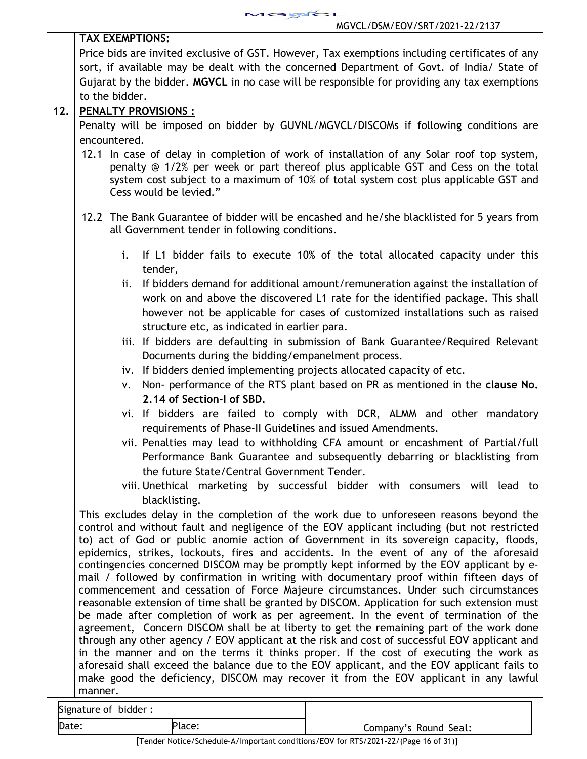**TAX EXEMPTIONS:**

Price bids are invited exclusive of GST. However, Tax exemptions including certificates of any sort, if available may be dealt with the concerned Department of Govt. of India/ State of Gujarat by the bidder. **MGVCL** in no case will be responsible for providing any tax exemptions to the bidder.

**12. PENALTY PROVISIONS :**

Penalty will be imposed on bidder by GUVNL/MGVCL/DISCOMs if following conditions are encountered.

12.1 In case of delay in completion of work of installation of any Solar roof top system, penalty @ 1/2% per week or part thereof plus applicable GST and Cess on the total system cost subject to a maximum of 10% of total system cost plus applicable GST and Cess would be levied."

12.2 The Bank Guarantee of bidder will be encashed and he/she blacklisted for 5 years from all Government tender in following conditions.

i. If L1 bidder fails to execute 10% of the total allocated capacity under this tender,

ii. If bidders demand for additional amount/remuneration against the installation of work on and above the discovered L1 rate for the identified package. This shall however not be applicable for cases of customized installations such as raised structure etc, as indicated in earlier para.

iii. If bidders are defaulting in submission of Bank Guarantee/Required Relevant Documents during the bidding/empanelment process.

iv. If bidders denied implementing projects allocated capacity of etc.

v. Non- performance of the RTS plant based on PR as mentioned in the **clause No. 2.14 of Section-I of SBD.**

vi. If bidders are failed to comply with DCR, ALMM and other mandatory requirements of Phase-II Guidelines and issued Amendments.

vii. Penalties may lead to withholding CFA amount or encashment of Partial/full Performance Bank Guarantee and subsequently debarring or blacklisting from the future State/Central Government Tender.

viii. Unethical marketing by successful bidder with consumers will lead to blacklisting.

This excludes delay in the completion of the work due to unforeseen reasons beyond the control and without fault and negligence of the EOV applicant including (but not restricted to) act of God or public anomie action of Government in its sovereign capacity, floods, epidemics, strikes, lockouts, fires and accidents. In the event of any of the aforesaid contingencies concerned DISCOM may be promptly kept informed by the EOV applicant by e-mail / followed by confirmation in writing with documentary proof within fifteen days of commencement and cessation of Force Majeure circumstances. Under such circumstances reasonable extension of time shall be granted by DISCOM. Application for such extension must be made after completion of work as per agreement. In the event of termination of the agreement, Concern DISCOM shall be at liberty to get the remaining part of the work done through any other agency / EOV applicant at the risk and cost of successful EOV applicant and in the manner and on the terms it thinks proper. If the cost of executing the work as aforesaid shall exceed the balance due to the EOV applicant, and the EOV applicant fails to make good the deficiency, DISCOM may recover it from the EOV applicant in any lawful manner.

| Signature of bidder : | | |
|---|---|---|
| Date: | Place: | Company's Round Seal: |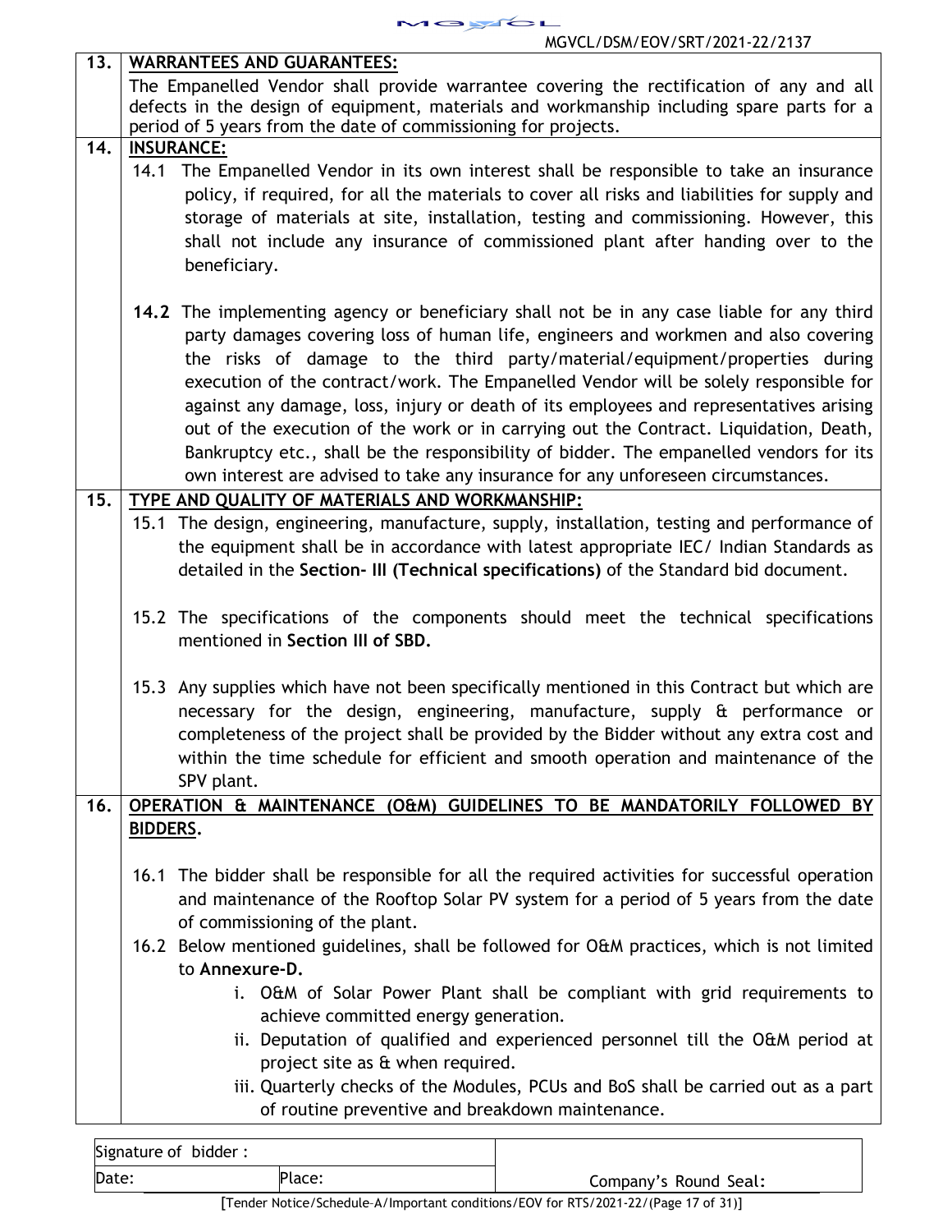**13. WARRANTEES AND GUARANTEES:**

The Empanelled Vendor shall provide warrantee covering the rectification of any and all defects in the design of equipment, materials and workmanship including spare parts for a period of 5 years from the date of commissioning for projects.

**14. INSURANCE:**

14.1 The Empanelled Vendor in its own interest shall be responsible to take an insurance policy, if required, for all the materials to cover all risks and liabilities for supply and storage of materials at site, installation, testing and commissioning. However, this shall not include any insurance of commissioned plant after handing over to the beneficiary.

**14.2** The implementing agency or beneficiary shall not be in any case liable for any third party damages covering loss of human life, engineers and workmen and also covering the risks of damage to the third party/material/equipment/properties during execution of the contract/work. The Empanelled Vendor will be solely responsible for against any damage, loss, injury or death of its employees and representatives arising out of the execution of the work or in carrying out the Contract. Liquidation, Death, Bankruptcy etc., shall be the responsibility of bidder. The empanelled vendors for its own interest are advised to take any insurance for any unforeseen circumstances.

**15. TYPE AND QUALITY OF MATERIALS AND WORKMANSHIP:**

15.1 The design, engineering, manufacture, supply, installation, testing and performance of the equipment shall be in accordance with latest appropriate IEC/ Indian Standards as detailed in the **Section- III (Technical specifications)** of the Standard bid document.

15.2 The specifications of the components should meet the technical specifications mentioned in **Section III of SBD.**

15.3 Any supplies which have not been specifically mentioned in this Contract but which are necessary for the design, engineering, manufacture, supply & performance or completeness of the project shall be provided by the Bidder without any extra cost and within the time schedule for efficient and smooth operation and maintenance of the SPV plant.

**16. OPERATION & MAINTENANCE (O&M) GUIDELINES TO BE MANDATORILY FOLLOWED BY BIDDERS.**

16.1 The bidder shall be responsible for all the required activities for successful operation and maintenance of the Rooftop Solar PV system for a period of 5 years from the date of commissioning of the plant.

16.2 Below mentioned guidelines, shall be followed for O&M practices, which is not limited to **Annexure-D.**

i. O&M of Solar Power Plant shall be compliant with grid requirements to achieve committed energy generation.

ii. Deputation of qualified and experienced personnel till the O&M period at project site as & when required.

iii. Quarterly checks of the Modules, PCUs and BoS shall be carried out as a part of routine preventive and breakdown maintenance.

| Signature of bidder : | | |
|---|---|---|
| Date: | Place: | Company's Round Seal: |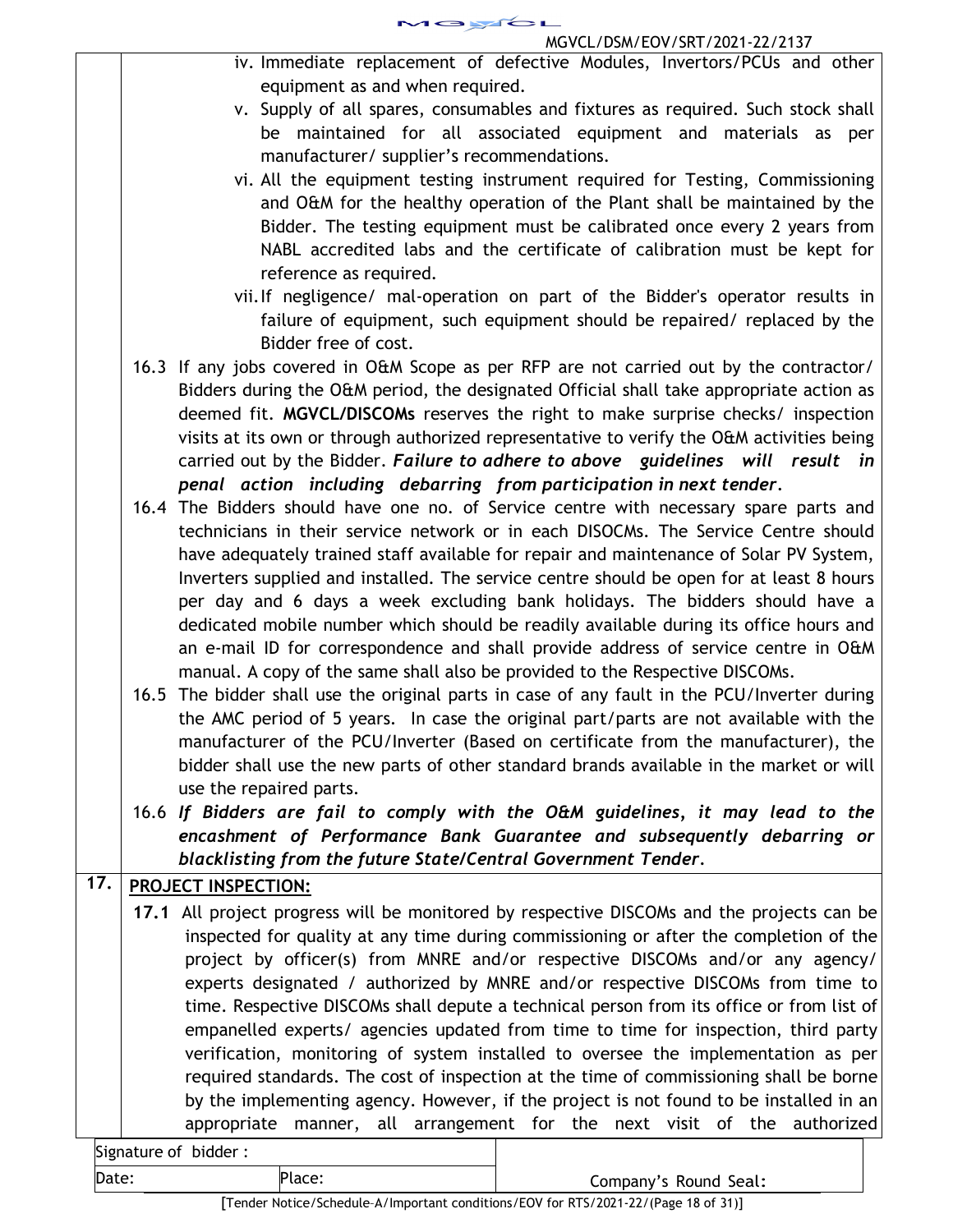iv. Immediate replacement of defective Modules, Invertors/PCUs and other equipment as and when required.

v. Supply of all spares, consumables and fixtures as required. Such stock shall be maintained for all associated equipment and materials as per manufacturer/ supplier's recommendations.

vi. All the equipment testing instrument required for Testing, Commissioning and O&M for the healthy operation of the Plant shall be maintained by the Bidder. The testing equipment must be calibrated once every 2 years from NABL accredited labs and the certificate of calibration must be kept for reference as required.

vii. If negligence/ mal-operation on part of the Bidder's operator results in failure of equipment, such equipment should be repaired/ replaced by the Bidder free of cost.

16.3 If any jobs covered in O&M Scope as per RFP are not carried out by the contractor/ Bidders during the O&M period, the designated Official shall take appropriate action as deemed fit. **MGVCL/DISCOMs** reserves the right to make surprise checks/ inspection visits at its own or through authorized representative to verify the O&M activities being carried out by the Bidder. ***Failure to adhere to above guidelines will result in penal action including debarring from participation in next tender.***

16.4 The Bidders should have one no. of Service centre with necessary spare parts and technicians in their service network or in each DISOCMs. The Service Centre should have adequately trained staff available for repair and maintenance of Solar PV System, Inverters supplied and installed. The service centre should be open for at least 8 hours per day and 6 days a week excluding bank holidays. The bidders should have a dedicated mobile number which should be readily available during its office hours and an e-mail ID for correspondence and shall provide address of service centre in O&M manual. A copy of the same shall also be provided to the Respective DISCOMs.

16.5 The bidder shall use the original parts in case of any fault in the PCU/Inverter during the AMC period of 5 years. In case the original part/parts are not available with the manufacturer of the PCU/Inverter (Based on certificate from the manufacturer), the bidder shall use the new parts of other standard brands available in the market or will use the repaired parts.

16.6 ***If Bidders are fail to comply with the O&M guidelines, it may lead to the encashment of Performance Bank Guarantee and subsequently debarring or blacklisting from the future State/Central Government Tender.***

## 17. PROJECT INSPECTION:

**17.1** All project progress will be monitored by respective DISCOMs and the projects can be inspected for quality at any time during commissioning or after the completion of the project by officer(s) from MNRE and/or respective DISCOMs and/or any agency/ experts designated / authorized by MNRE and/or respective DISCOMs from time to time. Respective DISCOMs shall depute a technical person from its office or from list of empanelled experts/ agencies updated from time to time for inspection, third party verification, monitoring of system installed to oversee the implementation as per required standards. The cost of inspection at the time of commissioning shall be borne by the implementing agency. However, if the project is not found to be installed in an appropriate manner, all arrangement for the next visit of the authorized

| Signature of bidder : | | |
|---|---|---|
| Date: | Place: | Company's Round Seal: |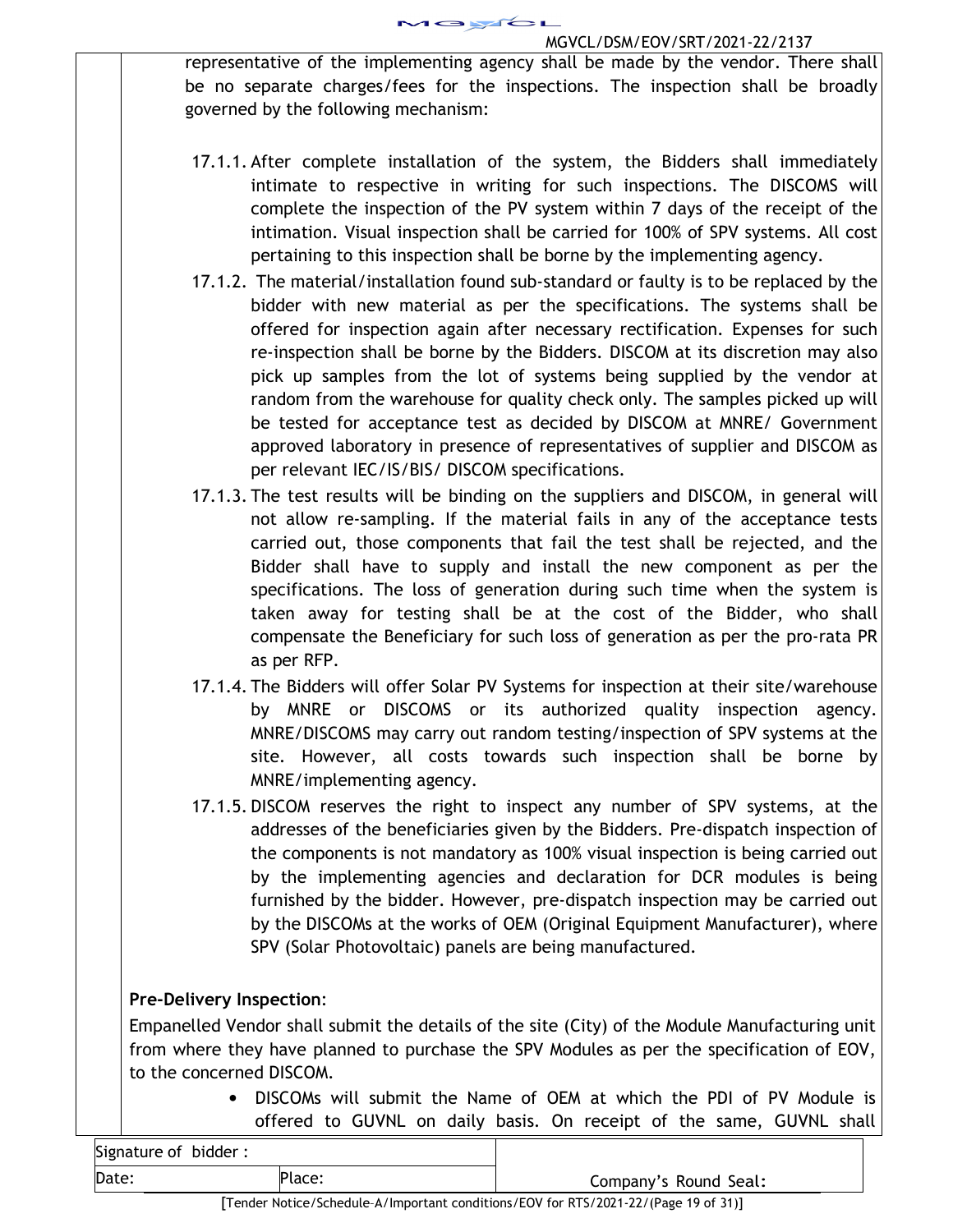representative of the implementing agency shall be made by the vendor. There shall be no separate charges/fees for the inspections. The inspection shall be broadly governed by the following mechanism:

17.1.1. After complete installation of the system, the Bidders shall immediately intimate to respective in writing for such inspections. The DISCOMS will complete the inspection of the PV system within 7 days of the receipt of the intimation. Visual inspection shall be carried for 100% of SPV systems. All cost pertaining to this inspection shall be borne by the implementing agency.

17.1.2. The material/installation found sub-standard or faulty is to be replaced by the bidder with new material as per the specifications. The systems shall be offered for inspection again after necessary rectification. Expenses for such re-inspection shall be borne by the Bidders. DISCOM at its discretion may also pick up samples from the lot of systems being supplied by the vendor at random from the warehouse for quality check only. The samples picked up will be tested for acceptance test as decided by DISCOM at MNRE/ Government approved laboratory in presence of representatives of supplier and DISCOM as per relevant IEC/IS/BIS/ DISCOM specifications.

17.1.3. The test results will be binding on the suppliers and DISCOM, in general will not allow re-sampling. If the material fails in any of the acceptance tests carried out, those components that fail the test shall be rejected, and the Bidder shall have to supply and install the new component as per the specifications. The loss of generation during such time when the system is taken away for testing shall be at the cost of the Bidder, who shall compensate the Beneficiary for such loss of generation as per the pro-rata PR as per RFP.

17.1.4. The Bidders will offer Solar PV Systems for inspection at their site/warehouse by MNRE or DISCOMS or its authorized quality inspection agency. MNRE/DISCOMS may carry out random testing/inspection of SPV systems at the site. However, all costs towards such inspection shall be borne by MNRE/implementing agency.

17.1.5. DISCOM reserves the right to inspect any number of SPV systems, at the addresses of the beneficiaries given by the Bidders. Pre-dispatch inspection of the components is not mandatory as 100% visual inspection is being carried out by the implementing agencies and declaration for DCR modules is being furnished by the bidder. However, pre-dispatch inspection may be carried out by the DISCOMs at the works of OEM (Original Equipment Manufacturer), where SPV (Solar Photovoltaic) panels are being manufactured.

**Pre-Delivery Inspection**:

Empanelled Vendor shall submit the details of the site (City) of the Module Manufacturing unit from where they have planned to purchase the SPV Modules as per the specification of EOV, to the concerned DISCOM.

- DISCOMs will submit the Name of OEM at which the PDI of PV Module is offered to GUVNL on daily basis. On receipt of the same, GUVNL shall

| Signature of bidder : | | |
|---|---|---|
| Date: | Place: | Company's Round Seal: |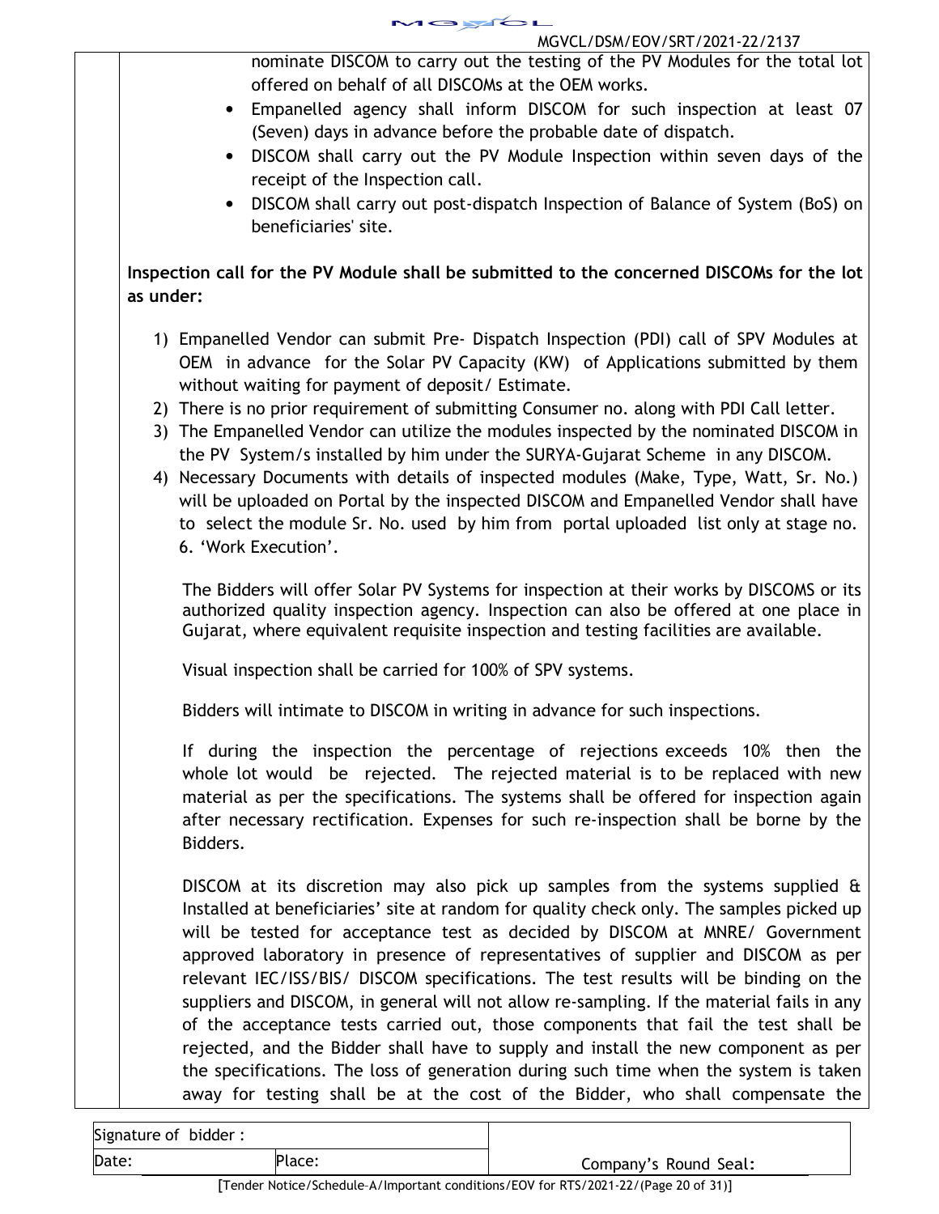nominate DISCOM to carry out the testing of the PV Modules for the total lot offered on behalf of all DISCOMs at the OEM works.

- Empanelled agency shall inform DISCOM for such inspection at least 07 (Seven) days in advance before the probable date of dispatch.
- DISCOM shall carry out the PV Module Inspection within seven days of the receipt of the Inspection call.
- DISCOM shall carry out post-dispatch Inspection of Balance of System (BoS) on beneficiaries' site.

**Inspection call for the PV Module shall be submitted to the concerned DISCOMs for the lot as under:**

1) Empanelled Vendor can submit Pre- Dispatch Inspection (PDI) call of SPV Modules at OEM in advance for the Solar PV Capacity (KW) of Applications submitted by them without waiting for payment of deposit/ Estimate.
2) There is no prior requirement of submitting Consumer no. along with PDI Call letter.
3) The Empanelled Vendor can utilize the modules inspected by the nominated DISCOM in the PV System/s installed by him under the SURYA-Gujarat Scheme in any DISCOM.
4) Necessary Documents with details of inspected modules (Make, Type, Watt, Sr. No.) will be uploaded on Portal by the inspected DISCOM and Empanelled Vendor shall have to select the module Sr. No. used by him from portal uploaded list only at stage no. 6. 'Work Execution'.

The Bidders will offer Solar PV Systems for inspection at their works by DISCOMS or its authorized quality inspection agency. Inspection can also be offered at one place in Gujarat, where equivalent requisite inspection and testing facilities are available.

Visual inspection shall be carried for 100% of SPV systems.

Bidders will intimate to DISCOM in writing in advance for such inspections.

If during the inspection the percentage of rejections exceeds 10% then the whole lot would be rejected. The rejected material is to be replaced with new material as per the specifications. The systems shall be offered for inspection again after necessary rectification. Expenses for such re-inspection shall be borne by the Bidders.

DISCOM at its discretion may also pick up samples from the systems supplied & Installed at beneficiaries' site at random for quality check only. The samples picked up will be tested for acceptance test as decided by DISCOM at MNRE/ Government approved laboratory in presence of representatives of supplier and DISCOM as per relevant IEC/ISS/BIS/ DISCOM specifications. The test results will be binding on the suppliers and DISCOM, in general will not allow re-sampling. If the material fails in any of the acceptance tests carried out, those components that fail the test shall be rejected, and the Bidder shall have to supply and install the new component as per the specifications. The loss of generation during such time when the system is taken away for testing shall be at the cost of the Bidder, who shall compensate the

| Signature of bidder : | | |
|---|---|---|
| Date: | Place: | Company's Round Seal: |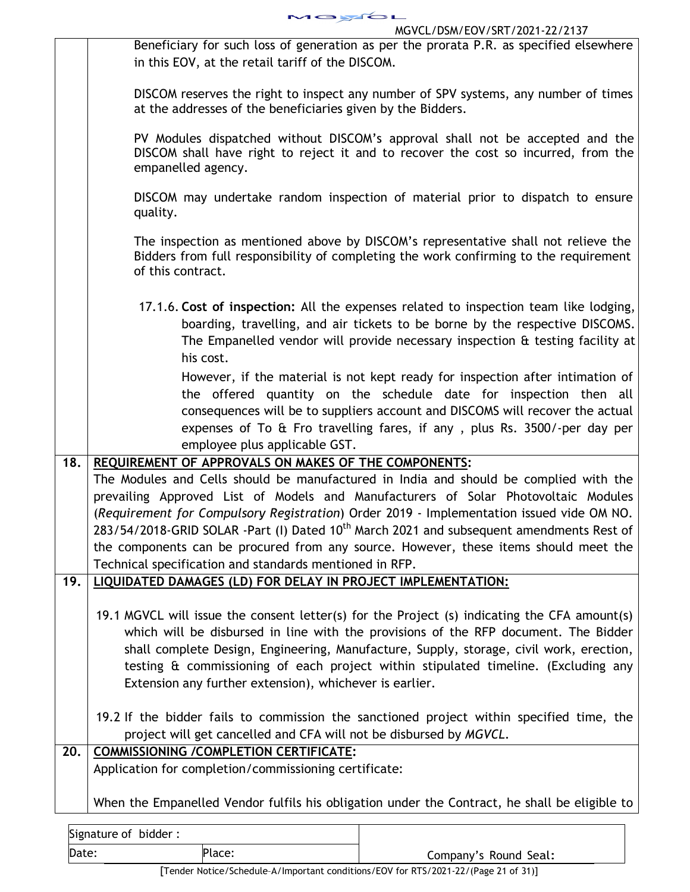Beneficiary for such loss of generation as per the prorata P.R. as specified elsewhere in this EOV, at the retail tariff of the DISCOM.

DISCOM reserves the right to inspect any number of SPV systems, any number of times at the addresses of the beneficiaries given by the Bidders.

PV Modules dispatched without DISCOM's approval shall not be accepted and the DISCOM shall have right to reject it and to recover the cost so incurred, from the empanelled agency.

DISCOM may undertake random inspection of material prior to dispatch to ensure quality.

The inspection as mentioned above by DISCOM's representative shall not relieve the Bidders from full responsibility of completing the work confirming to the requirement of this contract.

17.1.6. **Cost of inspection:** All the expenses related to inspection team like lodging, boarding, travelling, and air tickets to be borne by the respective DISCOMS. The Empanelled vendor will provide necessary inspection & testing facility at his cost.

However, if the material is not kept ready for inspection after intimation of the offered quantity on the schedule date for inspection then all consequences will be to suppliers account and DISCOMS will recover the actual expenses of To & Fro travelling fares, if any , plus Rs. 3500/-per day per employee plus applicable GST.

## 18. REQUIREMENT OF APPROVALS ON MAKES OF THE COMPONENTS:

The Modules and Cells should be manufactured in India and should be complied with the prevailing Approved List of Models and Manufacturers of Solar Photovoltaic Modules (*Requirement for Compulsory Registration*) Order 2019 - Implementation issued vide OM NO. 283/54/2018-GRID SOLAR -Part (I) Dated 10th March 2021 and subsequent amendments Rest of the components can be procured from any source. However, these items should meet the Technical specification and standards mentioned in RFP.

## 19. LIQUIDATED DAMAGES (LD) FOR DELAY IN PROJECT IMPLEMENTATION:

19.1 MGVCL will issue the consent letter(s) for the Project (s) indicating the CFA amount(s) which will be disbursed in line with the provisions of the RFP document. The Bidder shall complete Design, Engineering, Manufacture, Supply, storage, civil work, erection, testing & commissioning of each project within stipulated timeline. (Excluding any Extension any further extension), whichever is earlier.

19.2 If the bidder fails to commission the sanctioned project within specified time, the project will get cancelled and CFA will not be disbursed by *MGVCL*.

## 20. COMMISSIONING /COMPLETION CERTIFICATE:

Application for completion/commissioning certificate:

When the Empanelled Vendor fulfils his obligation under the Contract, he shall be eligible to

| Signature of bidder : | | |
|---|---|---|
| Date: | Place: | Company's Round Seal: |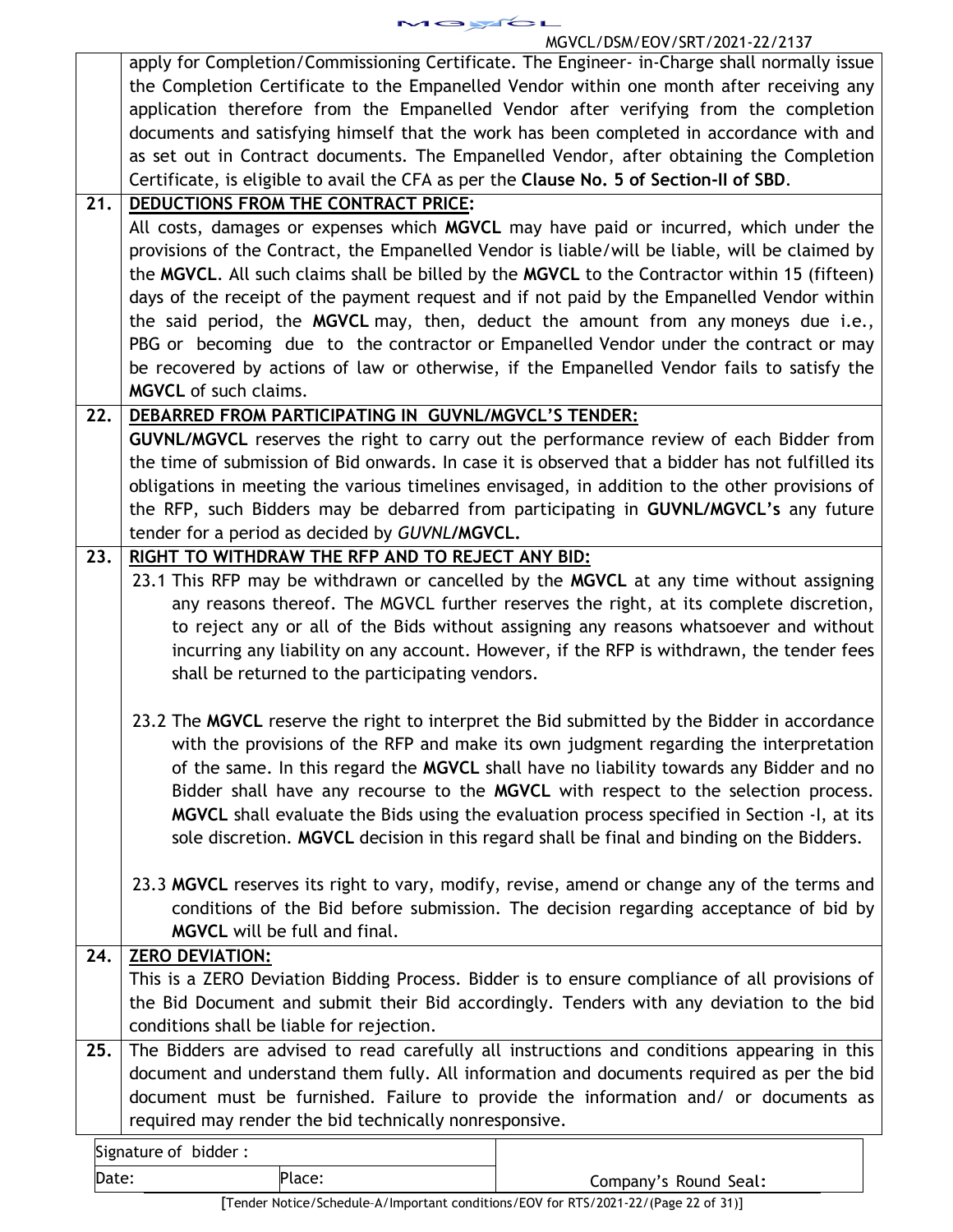| | |
|---|---|
| | apply for Completion/Commissioning Certificate. The Engineer- in-Charge shall normally issue the Completion Certificate to the Empanelled Vendor within one month after receiving any application therefore from the Empanelled Vendor after verifying from the completion documents and satisfying himself that the work has been completed in accordance with and as set out in Contract documents. The Empanelled Vendor, after obtaining the Completion Certificate, is eligible to avail the CFA as per the **Clause No. 5 of Section-II of SBD**. |
| **21.** | **DEDUCTIONS FROM THE CONTRACT PRICE:** All costs, damages or expenses which **MGVCL** may have paid or incurred, which under the provisions of the Contract, the Empanelled Vendor is liable/will be liable, will be claimed by the **MGVCL**. All such claims shall be billed by the **MGVCL** to the Contractor within 15 (fifteen) days of the receipt of the payment request and if not paid by the Empanelled Vendor within the said period, the **MGVCL** may, then, deduct the amount from any moneys due i.e., PBG or becoming due to the contractor or Empanelled Vendor under the contract or may be recovered by actions of law or otherwise, if the Empanelled Vendor fails to satisfy the **MGVCL** of such claims. |
| **22.** | **DEBARRED FROM PARTICIPATING IN GUVNL/MGVCL'S TENDER:** **GUVNL/MGVCL** reserves the right to carry out the performance review of each Bidder from the time of submission of Bid onwards. In case it is observed that a bidder has not fulfilled its obligations in meeting the various timelines envisaged, in addition to the other provisions of the RFP, such Bidders may be debarred from participating in **GUVNL/MGVCL's** any future tender for a period as decided by *GUVNL*/**MGVCL.** |
| **23.** | **RIGHT TO WITHDRAW THE RFP AND TO REJECT ANY BID:** 23.1 This RFP may be withdrawn or cancelled by the **MGVCL** at any time without assigning any reasons thereof. The MGVCL further reserves the right, at its complete discretion, to reject any or all of the Bids without assigning any reasons whatsoever and without incurring any liability on any account. However, if the RFP is withdrawn, the tender fees shall be returned to the participating vendors.<br><br>23.2 The **MGVCL** reserve the right to interpret the Bid submitted by the Bidder in accordance with the provisions of the RFP and make its own judgment regarding the interpretation of the same. In this regard the **MGVCL** shall have no liability towards any Bidder and no Bidder shall have any recourse to the **MGVCL** with respect to the selection process. **MGVCL** shall evaluate the Bids using the evaluation process specified in Section -I, at its sole discretion. **MGVCL** decision in this regard shall be final and binding on the Bidders.<br><br>23.3 **MGVCL** reserves its right to vary, modify, revise, amend or change any of the terms and conditions of the Bid before submission. The decision regarding acceptance of bid by **MGVCL** will be full and final. |
| **24.** | **ZERO DEVIATION:** This is a ZERO Deviation Bidding Process. Bidder is to ensure compliance of all provisions of the Bid Document and submit their Bid accordingly. Tenders with any deviation to the bid conditions shall be liable for rejection. |
| **25.** | The Bidders are advised to read carefully all instructions and conditions appearing in this document and understand them fully. All information and documents required as per the bid document must be furnished. Failure to provide the information and/ or documents as required may render the bid technically nonresponsive. |

| Signature of bidder : | | Company's Round Seal: |
|---|---|---|
| Date: | Place: | |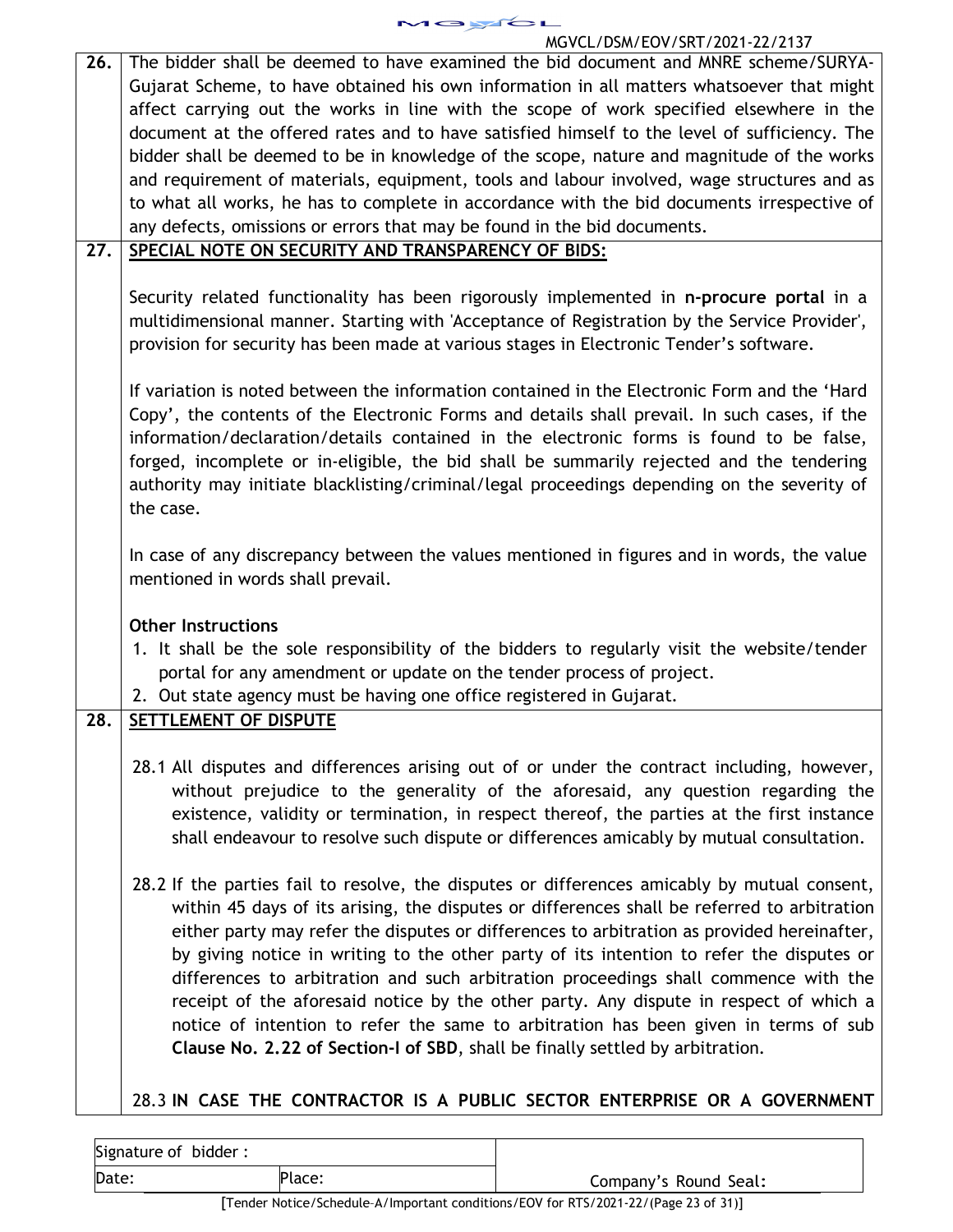**26.** The bidder shall be deemed to have examined the bid document and MNRE scheme/SURYA-Gujarat Scheme, to have obtained his own information in all matters whatsoever that might affect carrying out the works in line with the scope of work specified elsewhere in the document at the offered rates and to have satisfied himself to the level of sufficiency. The bidder shall be deemed to be in knowledge of the scope, nature and magnitude of the works and requirement of materials, equipment, tools and labour involved, wage structures and as to what all works, he has to complete in accordance with the bid documents irrespective of any defects, omissions or errors that may be found in the bid documents.

**27.** **SPECIAL NOTE ON SECURITY AND TRANSPARENCY OF BIDS:**

Security related functionality has been rigorously implemented in **n-procure portal** in a multidimensional manner. Starting with 'Acceptance of Registration by the Service Provider', provision for security has been made at various stages in Electronic Tender's software.

If variation is noted between the information contained in the Electronic Form and the 'Hard Copy', the contents of the Electronic Forms and details shall prevail. In such cases, if the information/declaration/details contained in the electronic forms is found to be false, forged, incomplete or in-eligible, the bid shall be summarily rejected and the tendering authority may initiate blacklisting/criminal/legal proceedings depending on the severity of the case.

In case of any discrepancy between the values mentioned in figures and in words, the value mentioned in words shall prevail.

**Other Instructions**

1. It shall be the sole responsibility of the bidders to regularly visit the website/tender portal for any amendment or update on the tender process of project.
2. Out state agency must be having one office registered in Gujarat.

**28.** **SETTLEMENT OF DISPUTE**

28.1 All disputes and differences arising out of or under the contract including, however, without prejudice to the generality of the aforesaid, any question regarding the existence, validity or termination, in respect thereof, the parties at the first instance shall endeavour to resolve such dispute or differences amicably by mutual consultation.

28.2 If the parties fail to resolve, the disputes or differences amicably by mutual consent, within 45 days of its arising, the disputes or differences shall be referred to arbitration either party may refer the disputes or differences to arbitration as provided hereinafter, by giving notice in writing to the other party of its intention to refer the disputes or differences to arbitration and such arbitration proceedings shall commence with the receipt of the aforesaid notice by the other party. Any dispute in respect of which a notice of intention to refer the same to arbitration has been given in terms of sub **Clause No. 2.22 of Section-I of SBD**, shall be finally settled by arbitration.

28.3 **IN CASE THE CONTRACTOR IS A PUBLIC SECTOR ENTERPRISE OR A GOVERNMENT**

| Signature of bidder : | | |
|---|---|---|
| Date: | Place: | Company's Round Seal: |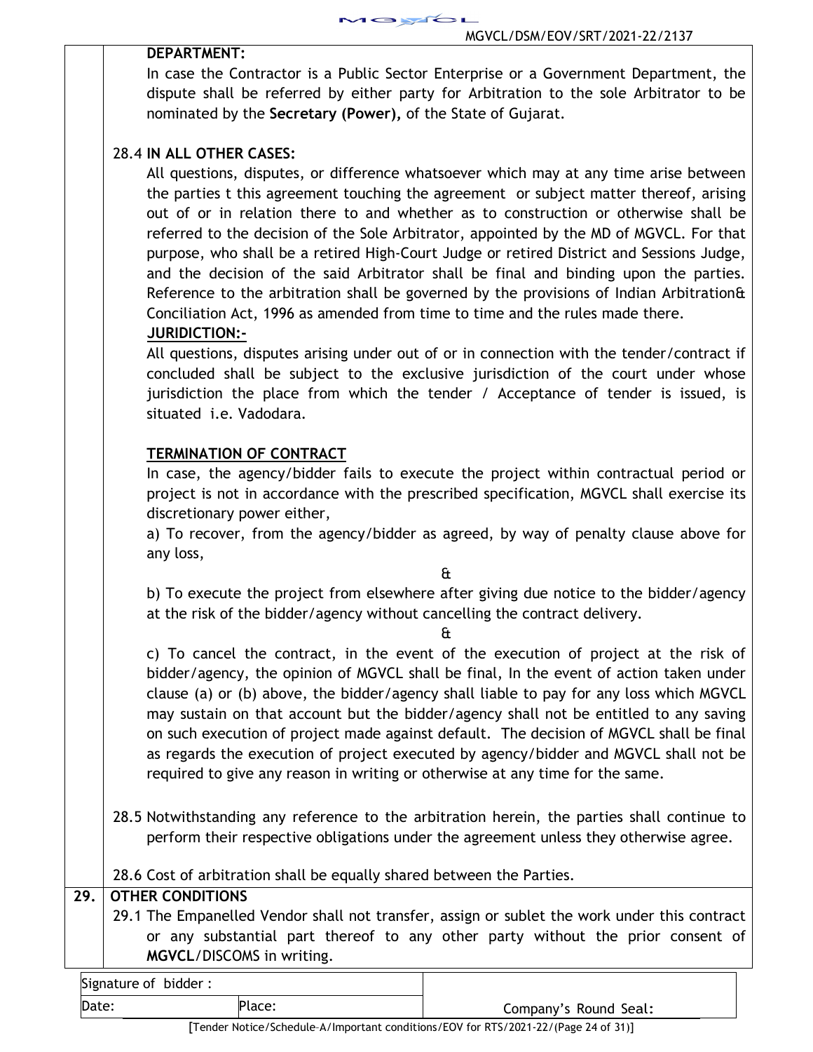**DEPARTMENT:**

In case the Contractor is a Public Sector Enterprise or a Government Department, the dispute shall be referred by either party for Arbitration to the sole Arbitrator to be nominated by the **Secretary (Power),** of the State of Gujarat.

28.4 **IN ALL OTHER CASES:**

All questions, disputes, or difference whatsoever which may at any time arise between the parties t this agreement touching the agreement or subject matter thereof, arising out of or in relation there to and whether as to construction or otherwise shall be referred to the decision of the Sole Arbitrator, appointed by the MD of MGVCL. For that purpose, who shall be a retired High-Court Judge or retired District and Sessions Judge, and the decision of the said Arbitrator shall be final and binding upon the parties. Reference to the arbitration shall be governed by the provisions of Indian Arbitration& Conciliation Act, 1996 as amended from time to time and the rules made there.

**JURIDICTION:-**

All questions, disputes arising under out of or in connection with the tender/contract if concluded shall be subject to the exclusive jurisdiction of the court under whose jurisdiction the place from which the tender / Acceptance of tender is issued, is situated i.e. Vadodara.

**TERMINATION OF CONTRACT**

In case, the agency/bidder fails to execute the project within contractual period or project is not in accordance with the prescribed specification, MGVCL shall exercise its discretionary power either,

a) To recover, from the agency/bidder as agreed, by way of penalty clause above for any loss,

&

b) To execute the project from elsewhere after giving due notice to the bidder/agency at the risk of the bidder/agency without cancelling the contract delivery.

&

c) To cancel the contract, in the event of the execution of project at the risk of bidder/agency, the opinion of MGVCL shall be final, In the event of action taken under clause (a) or (b) above, the bidder/agency shall liable to pay for any loss which MGVCL may sustain on that account but the bidder/agency shall not be entitled to any saving on such execution of project made against default. The decision of MGVCL shall be final as regards the execution of project executed by agency/bidder and MGVCL shall not be required to give any reason in writing or otherwise at any time for the same.

28.5 Notwithstanding any reference to the arbitration herein, the parties shall continue to perform their respective obligations under the agreement unless they otherwise agree.

28.6 Cost of arbitration shall be equally shared between the Parties.

**29. OTHER CONDITIONS**

29.1 The Empanelled Vendor shall not transfer, assign or sublet the work under this contract or any substantial part thereof to any other party without the prior consent of **MGVCL**/DISCOMS in writing.

| Signature of bidder : | | |
|---|---|---|
| Date: | Place: | Company's Round Seal: |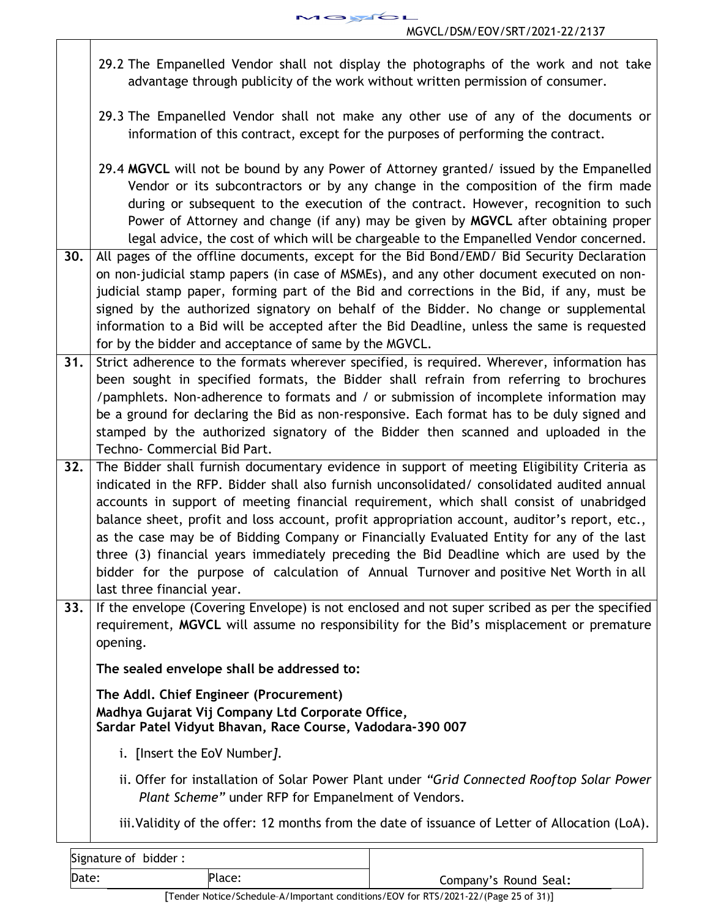29.2 The Empanelled Vendor shall not display the photographs of the work and not take advantage through publicity of the work without written permission of consumer.

29.3 The Empanelled Vendor shall not make any other use of any of the documents or information of this contract, except for the purposes of performing the contract.

29.4 **MGVCL** will not be bound by any Power of Attorney granted/ issued by the Empanelled Vendor or its subcontractors or by any change in the composition of the firm made during or subsequent to the execution of the contract. However, recognition to such Power of Attorney and change (if any) may be given by **MGVCL** after obtaining proper legal advice, the cost of which will be chargeable to the Empanelled Vendor concerned.

**30.** All pages of the offline documents, except for the Bid Bond/EMD/ Bid Security Declaration on non-judicial stamp papers (in case of MSMEs), and any other document executed on non-judicial stamp paper, forming part of the Bid and corrections in the Bid, if any, must be signed by the authorized signatory on behalf of the Bidder. No change or supplemental information to a Bid will be accepted after the Bid Deadline, unless the same is requested for by the bidder and acceptance of same by the MGVCL.

**31.** Strict adherence to the formats wherever specified, is required. Wherever, information has been sought in specified formats, the Bidder shall refrain from referring to brochures /pamphlets. Non-adherence to formats and / or submission of incomplete information may be a ground for declaring the Bid as non-responsive. Each format has to be duly signed and stamped by the authorized signatory of the Bidder then scanned and uploaded in the Techno- Commercial Bid Part.

**32.** The Bidder shall furnish documentary evidence in support of meeting Eligibility Criteria as indicated in the RFP. Bidder shall also furnish unconsolidated/ consolidated audited annual accounts in support of meeting financial requirement, which shall consist of unabridged balance sheet, profit and loss account, profit appropriation account, auditor's report, etc., as the case may be of Bidding Company or Financially Evaluated Entity for any of the last three (3) financial years immediately preceding the Bid Deadline which are used by the bidder for the purpose of calculation of Annual Turnover and positive Net Worth in all last three financial year.

**33.** If the envelope (Covering Envelope) is not enclosed and not super scribed as per the specified requirement, **MGVCL** will assume no responsibility for the Bid's misplacement or premature opening.

**The sealed envelope shall be addressed to:**

**The Addl. Chief Engineer (Procurement)**
**Madhya Gujarat Vij Company Ltd Corporate Office,**
**Sardar Patel Vidyut Bhavan, Race Course, Vadodara-390 007**

i. [Insert the EoV Number*]*.

ii. Offer for installation of Solar Power Plant under *"Grid Connected Rooftop Solar Power Plant Scheme"* under RFP for Empanelment of Vendors.

iii. Validity of the offer: 12 months from the date of issuance of Letter of Allocation (LoA).

| Signature of bidder : | | |
|---|---|---|
| Date: | Place: | Company's Round Seal: |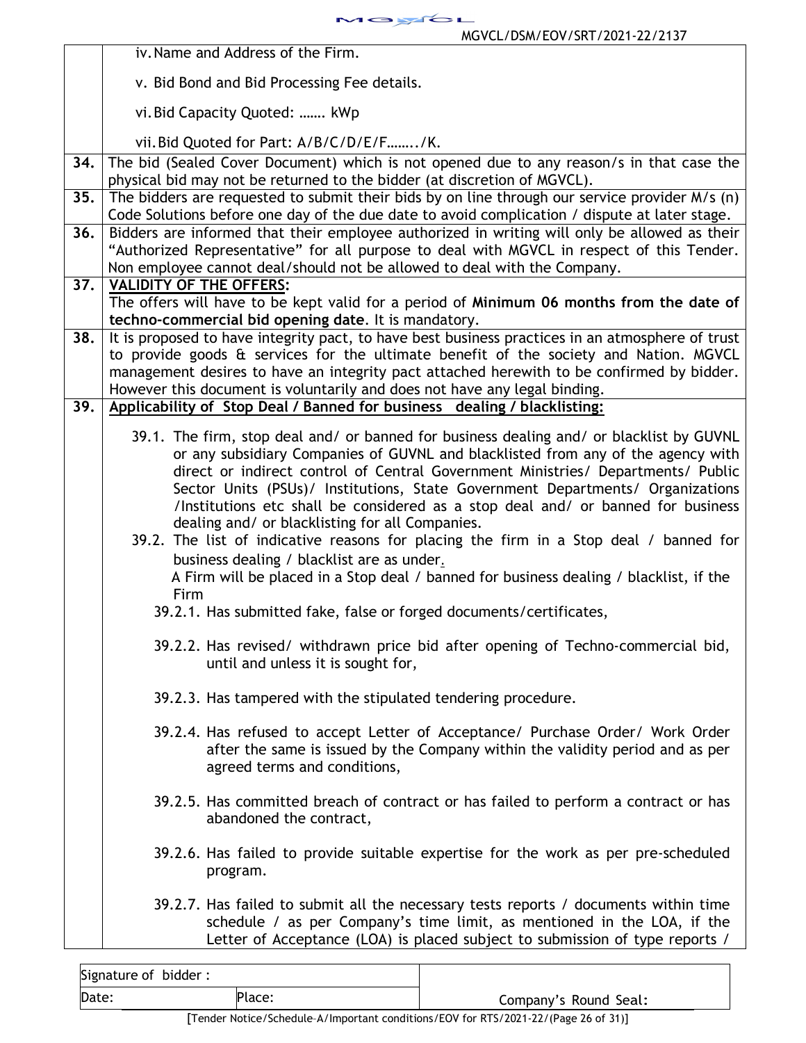| | |
|---|---|
| | iv. Name and Address of the Firm.<br><br>v. Bid Bond and Bid Processing Fee details.<br><br>vi. Bid Capacity Quoted: ……. kWp<br><br>vii. Bid Quoted for Part: A/B/C/D/E/F……../K. |
| **34.** | The bid (Sealed Cover Document) which is not opened due to any reason/s in that case the physical bid may not be returned to the bidder (at discretion of MGVCL). |
| **35.** | The bidders are requested to submit their bids by on line through our service provider M/s (n) Code Solutions before one day of the due date to avoid complication / dispute at later stage. |
| **36.** | Bidders are informed that their employee authorized in writing will only be allowed as their "Authorized Representative" for all purpose to deal with MGVCL in respect of this Tender. Non employee cannot deal/should not be allowed to deal with the Company. |
| **37.** | **<u>VALIDITY OF THE OFFERS</u>:**<br>The offers will have to be kept valid for a period of **Minimum 06 months from the date of techno-commercial bid opening date**. It is mandatory. |
| **38.** | It is proposed to have integrity pact, to have best business practices in an atmosphere of trust to provide goods & services for the ultimate benefit of the society and Nation. MGVCL management desires to have an integrity pact attached herewith to be confirmed by bidder. However this document is voluntarily and does not have any legal binding. |
| **39.** | **<u>Applicability of Stop Deal / Banned for business dealing / blacklisting:</u>**<br><br>39.1. The firm, stop deal and/ or banned for business dealing and/ or blacklist by GUVNL or any subsidiary Companies of GUVNL and blacklisted from any of the agency with direct or indirect control of Central Government Ministries/ Departments/ Public Sector Units (PSUs)/ Institutions, State Government Departments/ Organizations /Institutions etc shall be considered as a stop deal and/ or banned for business dealing and/ or blacklisting for all Companies.<br>39.2. The list of indicative reasons for placing the firm in a Stop deal / banned for business dealing / blacklist are as under.<br>A Firm will be placed in a Stop deal / banned for business dealing / blacklist, if the Firm<br>39.2.1. Has submitted fake, false or forged documents/certificates,<br><br>39.2.2. Has revised/ withdrawn price bid after opening of Techno-commercial bid, until and unless it is sought for,<br><br>39.2.3. Has tampered with the stipulated tendering procedure.<br><br>39.2.4. Has refused to accept Letter of Acceptance/ Purchase Order/ Work Order after the same is issued by the Company within the validity period and as per agreed terms and conditions,<br><br>39.2.5. Has committed breach of contract or has failed to perform a contract or has abandoned the contract,<br><br>39.2.6. Has failed to provide suitable expertise for the work as per pre-scheduled program.<br><br>39.2.7. Has failed to submit all the necessary tests reports / documents within time schedule / as per Company's time limit, as mentioned in the LOA, if the Letter of Acceptance (LOA) is placed subject to submission of type reports / |

| Signature of bidder : | | |
|---|---|---|
| Date: | Place: | Company's Round Seal: |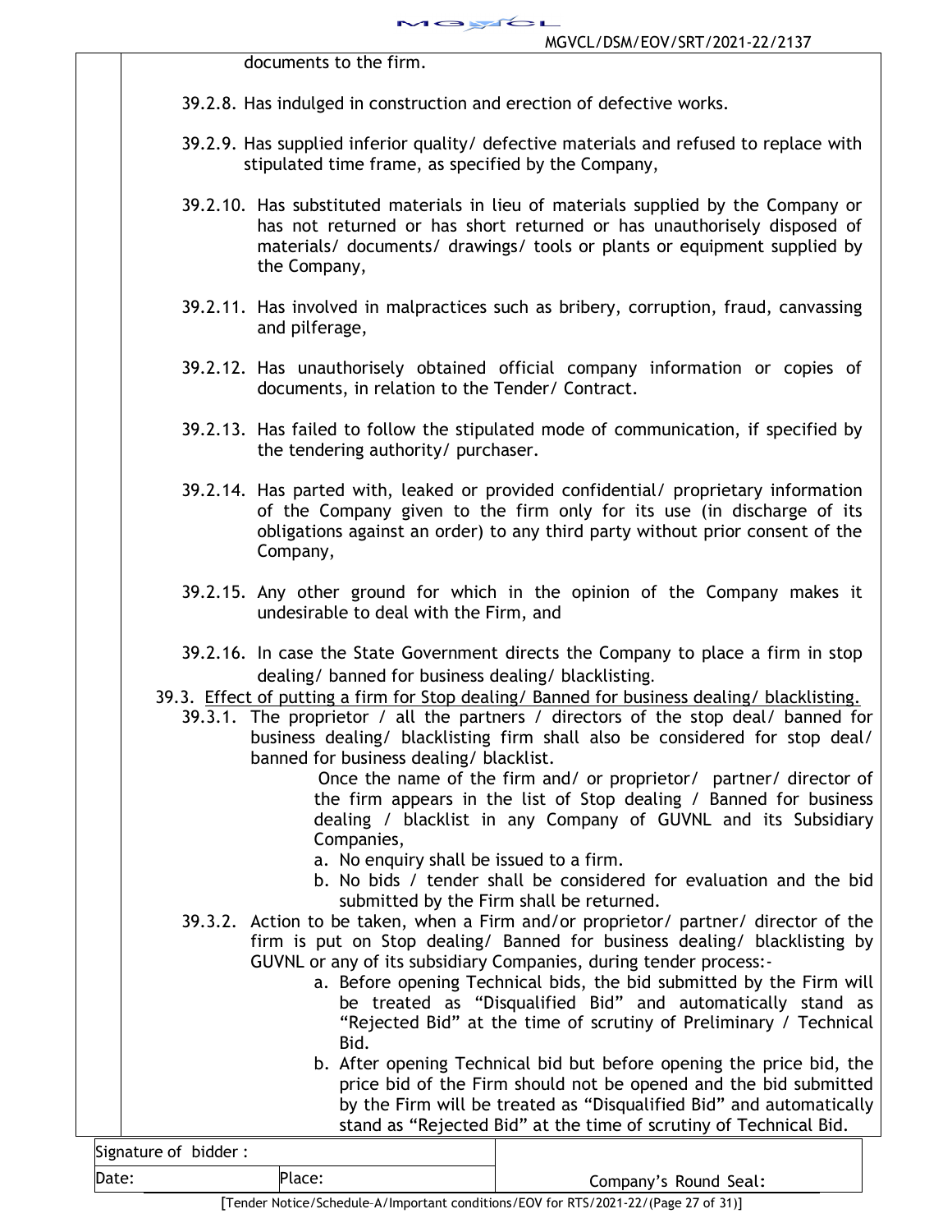documents to the firm.

39.2.8. Has indulged in construction and erection of defective works.

39.2.9. Has supplied inferior quality/ defective materials and refused to replace with stipulated time frame, as specified by the Company,

39.2.10. Has substituted materials in lieu of materials supplied by the Company or has not returned or has short returned or has unauthorisely disposed of materials/ documents/ drawings/ tools or plants or equipment supplied by the Company,

39.2.11. Has involved in malpractices such as bribery, corruption, fraud, canvassing and pilferage,

39.2.12. Has unauthorisely obtained official company information or copies of documents, in relation to the Tender/ Contract.

39.2.13. Has failed to follow the stipulated mode of communication, if specified by the tendering authority/ purchaser.

39.2.14. Has parted with, leaked or provided confidential/ proprietary information of the Company given to the firm only for its use (in discharge of its obligations against an order) to any third party without prior consent of the Company,

39.2.15. Any other ground for which in the opinion of the Company makes it undesirable to deal with the Firm, and

39.2.16. In case the State Government directs the Company to place a firm in stop dealing/ banned for business dealing/ blacklisting.

39.3. <u>Effect of putting a firm for Stop dealing/ Banned for business dealing/ blacklisting.</u>

39.3.1. The proprietor / all the partners / directors of the stop deal/ banned for business dealing/ blacklisting firm shall also be considered for stop deal/ banned for business dealing/ blacklist.

Once the name of the firm and/ or proprietor/ partner/ director of the firm appears in the list of Stop dealing / Banned for business dealing / blacklist in any Company of GUVNL and its Subsidiary Companies,

a. No enquiry shall be issued to a firm.
b. No bids / tender shall be considered for evaluation and the bid submitted by the Firm shall be returned.

39.3.2. Action to be taken, when a Firm and/or proprietor/ partner/ director of the firm is put on Stop dealing/ Banned for business dealing/ blacklisting by GUVNL or any of its subsidiary Companies, during tender process:-

a. Before opening Technical bids, the bid submitted by the Firm will be treated as "Disqualified Bid" and automatically stand as "Rejected Bid" at the time of scrutiny of Preliminary / Technical Bid.
b. After opening Technical bid but before opening the price bid, the price bid of the Firm should not be opened and the bid submitted by the Firm will be treated as "Disqualified Bid" and automatically stand as "Rejected Bid" at the time of scrutiny of Technical Bid.

| Signature of bidder : | | |
|---|---|---|
| Date: | Place: | Company's Round Seal: |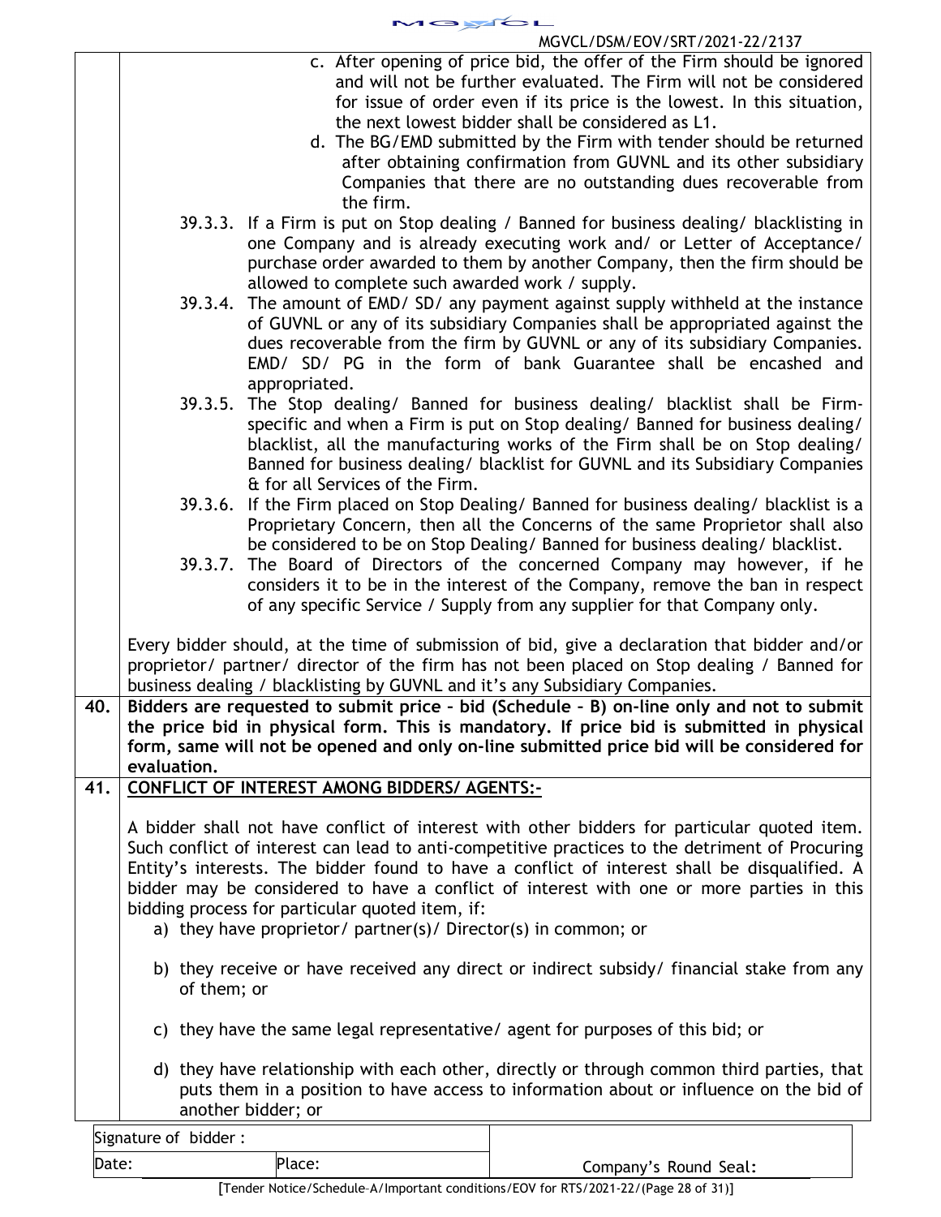c. After opening of price bid, the offer of the Firm should be ignored and will not be further evaluated. The Firm will not be considered for issue of order even if its price is the lowest. In this situation, the next lowest bidder shall be considered as L1.

d. The BG/EMD submitted by the Firm with tender should be returned after obtaining confirmation from GUVNL and its other subsidiary Companies that there are no outstanding dues recoverable from the firm.

39.3.3. If a Firm is put on Stop dealing / Banned for business dealing/ blacklisting in one Company and is already executing work and/ or Letter of Acceptance/ purchase order awarded to them by another Company, then the firm should be allowed to complete such awarded work / supply.

39.3.4. The amount of EMD/ SD/ any payment against supply withheld at the instance of GUVNL or any of its subsidiary Companies shall be appropriated against the dues recoverable from the firm by GUVNL or any of its subsidiary Companies. EMD/ SD/ PG in the form of bank Guarantee shall be encashed and appropriated.

39.3.5. The Stop dealing/ Banned for business dealing/ blacklist shall be Firm-specific and when a Firm is put on Stop dealing/ Banned for business dealing/ blacklist, all the manufacturing works of the Firm shall be on Stop dealing/ Banned for business dealing/ blacklist for GUVNL and its Subsidiary Companies & for all Services of the Firm.

39.3.6. If the Firm placed on Stop Dealing/ Banned for business dealing/ blacklist is a Proprietary Concern, then all the Concerns of the same Proprietor shall also be considered to be on Stop Dealing/ Banned for business dealing/ blacklist.

39.3.7. The Board of Directors of the concerned Company may however, if he considers it to be in the interest of the Company, remove the ban in respect of any specific Service / Supply from any supplier for that Company only.

Every bidder should, at the time of submission of bid, give a declaration that bidder and/or proprietor/ partner/ director of the firm has not been placed on Stop dealing / Banned for business dealing / blacklisting by GUVNL and it's any Subsidiary Companies.

**40. Bidders are requested to submit price – bid (Schedule – B) on-line only and not to submit the price bid in physical form. This is mandatory. If price bid is submitted in physical form, same will not be opened and only on-line submitted price bid will be considered for evaluation.**

**41. CONFLICT OF INTEREST AMONG BIDDERS/ AGENTS:-**

A bidder shall not have conflict of interest with other bidders for particular quoted item. Such conflict of interest can lead to anti-competitive practices to the detriment of Procuring Entity's interests. The bidder found to have a conflict of interest shall be disqualified. A bidder may be considered to have a conflict of interest with one or more parties in this bidding process for particular quoted item, if:

a) they have proprietor/ partner(s)/ Director(s) in common; or

b) they receive or have received any direct or indirect subsidy/ financial stake from any of them; or

c) they have the same legal representative/ agent for purposes of this bid; or

d) they have relationship with each other, directly or through common third parties, that puts them in a position to have access to information about or influence on the bid of another bidder; or

| Signature of bidder : | | |
|---|---|---|
| Date: | Place: | Company's Round Seal: |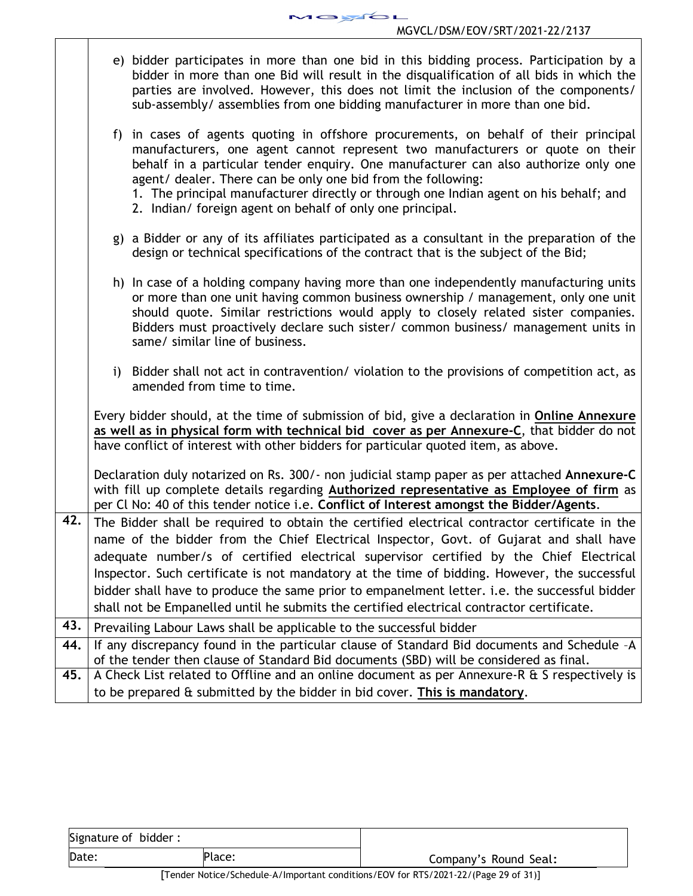| | |
|---|---|
| | e) bidder participates in more than one bid in this bidding process. Participation by a bidder in more than one Bid will result in the disqualification of all bids in which the parties are involved. However, this does not limit the inclusion of the components/ sub-assembly/ assemblies from one bidding manufacturer in more than one bid.<br><br>f) in cases of agents quoting in offshore procurements, on behalf of their principal manufacturers, one agent cannot represent two manufacturers or quote on their behalf in a particular tender enquiry. One manufacturer can also authorize only one agent/ dealer. There can be only one bid from the following:<br>1. The principal manufacturer directly or through one Indian agent on his behalf; and<br>2. Indian/ foreign agent on behalf of only one principal.<br><br>g) a Bidder or any of its affiliates participated as a consultant in the preparation of the design or technical specifications of the contract that is the subject of the Bid;<br><br>h) In case of a holding company having more than one independently manufacturing units or more than one unit having common business ownership / management, only one unit should quote. Similar restrictions would apply to closely related sister companies. Bidders must proactively declare such sister/ common business/ management units in same/ similar line of business.<br><br>i) Bidder shall not act in contravention/ violation to the provisions of competition act, as amended from time to time.<br><br>Every bidder should, at the time of submission of bid, give a declaration in **Online Annexure as well as in physical form with technical bid cover as per Annexure-C**, that bidder do not have conflict of interest with other bidders for particular quoted item, as above.<br><br>Declaration duly notarized on Rs. 300/- non judicial stamp paper as per attached **Annexure-C** with fill up complete details regarding **Authorized representative as Employee of firm** as per Cl No: 40 of this tender notice i.e. **Conflict of Interest amongst the Bidder/Agents**. |
| **42.** | The Bidder shall be required to obtain the certified electrical contractor certificate in the name of the bidder from the Chief Electrical Inspector, Govt. of Gujarat and shall have adequate number/s of certified electrical supervisor certified by the Chief Electrical Inspector. Such certificate is not mandatory at the time of bidding. However, the successful bidder shall have to produce the same prior to empanelment letter. i.e. the successful bidder shall not be Empanelled until he submits the certified electrical contractor certificate. |
| **43.** | Prevailing Labour Laws shall be applicable to the successful bidder |
| **44.** | If any discrepancy found in the particular clause of Standard Bid documents and Schedule –A of the tender then clause of Standard Bid documents (SBD) will be considered as final. |
| **45.** | A Check List related to Offline and an online document as per Annexure-R & S respectively is to be prepared & submitted by the bidder in bid cover. **This is mandatory**. |

| Signature of bidder : | | |
|---|---|---|
| Date: | Place: | Company's Round Seal: |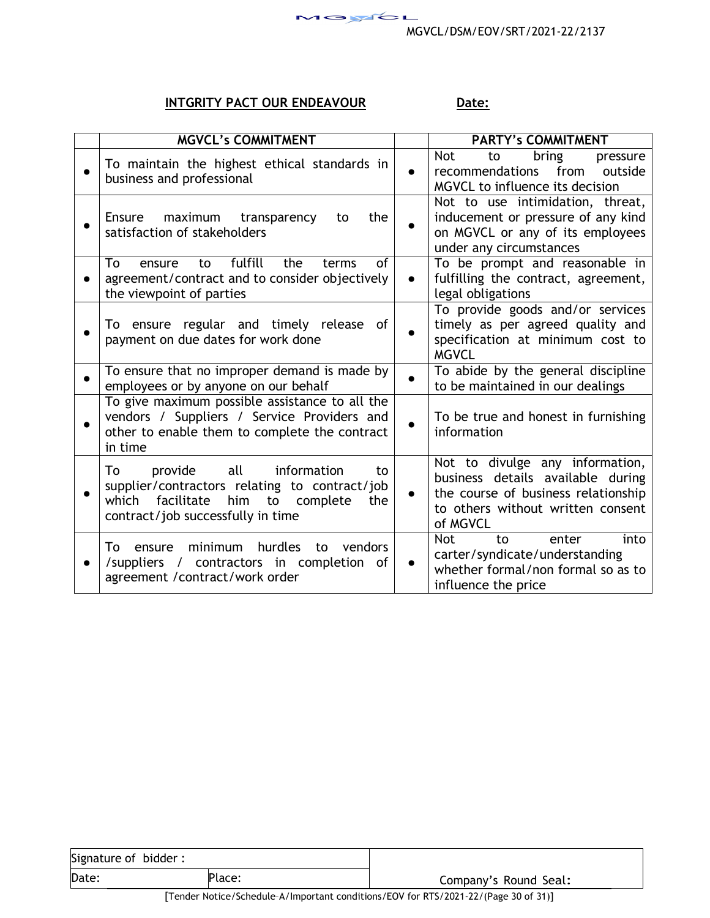MGVCL/DSM/EOV/SRT/2021-22/2137

**INTGRITY PACT OUR ENDEAVOUR** **Date:**

| | MGVCL's COMMITMENT | | PARTY's COMMITMENT |
|---|---|---|---|
| ● | To maintain the highest ethical standards in business and professional | ● | Not to bring pressure recommendations from outside MGVCL to influence its decision |
| ● | Ensure maximum transparency to the satisfaction of stakeholders | ● | Not to use intimidation, threat, inducement or pressure of any kind on MGVCL or any of its employees under any circumstances |
| ● | To ensure to fulfill the terms of agreement/contract and to consider objectively the viewpoint of parties | ● | To be prompt and reasonable in fulfilling the contract, agreement, legal obligations |
| ● | To ensure regular and timely release of payment on due dates for work done | ● | To provide goods and/or services timely as per agreed quality and specification at minimum cost to MGVCL |
| ● | To ensure that no improper demand is made by employees or by anyone on our behalf | ● | To abide by the general discipline to be maintained in our dealings |
| ● | To give maximum possible assistance to all the vendors / Suppliers / Service Providers and other to enable them to complete the contract in time | ● | To be true and honest in furnishing information |
| ● | To provide all information to supplier/contractors relating to contract/job which facilitate him to complete the contract/job successfully in time | ● | Not to divulge any information, business details available during the course of business relationship to others without written consent of MGVCL |
| ● | To ensure minimum hurdles to vendors /suppliers / contractors in completion of agreement /contract/work order | ● | Not to enter into carter/syndicate/understanding whether formal/non formal so as to influence the price |

| Signature of bidder : | | |
|---|---|---|
| Date: | Place: | Company's Round Seal: |

[Tender Notice/Schedule–A/Important conditions/EOV for RTS/2021-22/(Page 30 of 31)]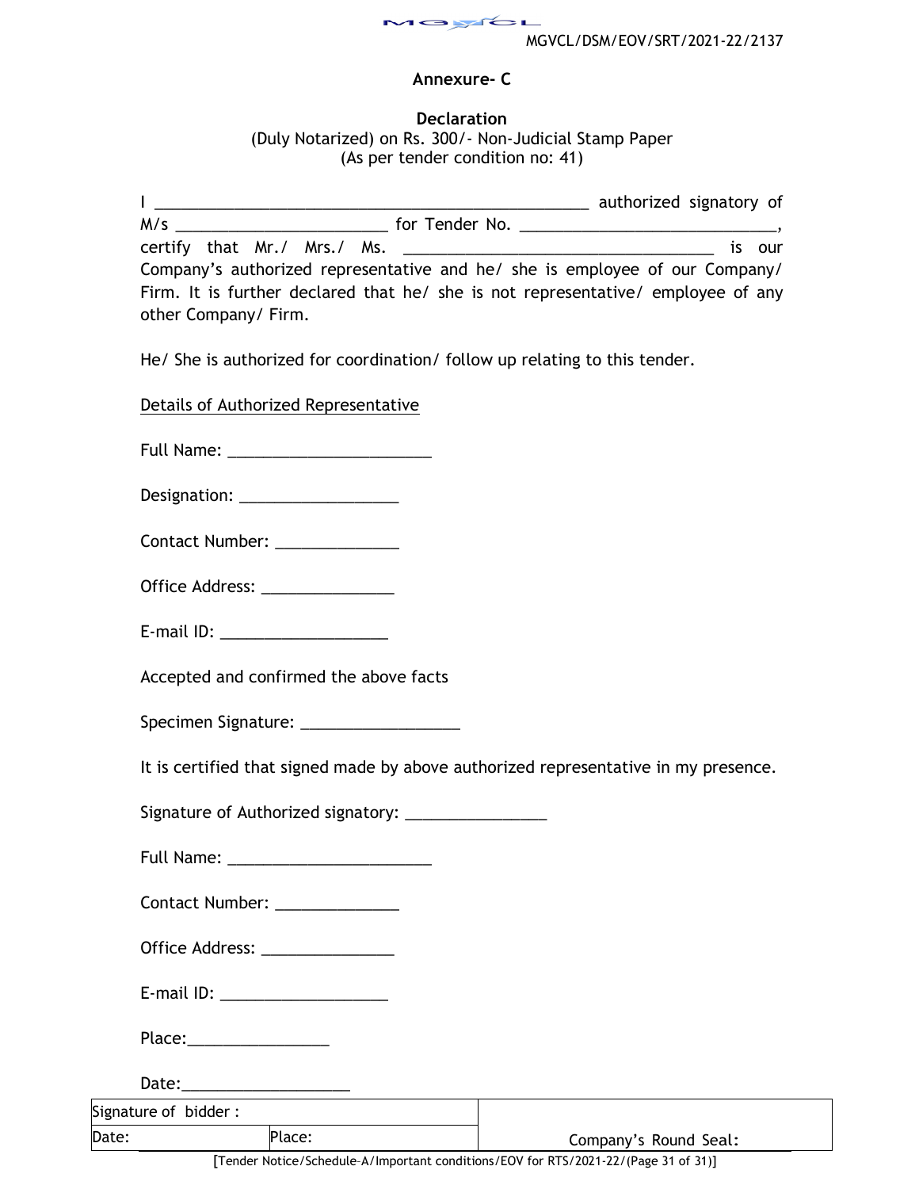## Annexure- C

### Declaration

(Duly Notarized) on Rs. 300/- Non-Judicial Stamp Paper
(As per tender condition no: 41)

I ______________________________________________ authorized signatory of M/s ______________________ for Tender No. ___________________________, certify that Mr./ Mrs./ Ms. _________________________________ is our Company's authorized representative and he/ she is employee of our Company/ Firm. It is further declared that he/ she is not representative/ employee of any other Company/ Firm.

He/ She is authorized for coordination/ follow up relating to this tender.

Details of Authorized Representative

Full Name: _______________________

Designation: __________________

Contact Number: ______________

Office Address: _______________

E-mail ID: ___________________

Accepted and confirmed the above facts

Specimen Signature: __________________

It is certified that signed made by above authorized representative in my presence.

Signature of Authorized signatory: ________________

Full Name: _______________________

Contact Number: ______________

Office Address: _______________

E-mail ID: ___________________

Place:________________

Date:___________________

| | | |
|---|---|---|
| Signature of bidder : | | Company's Round Seal: |
| Date: | Place: | |